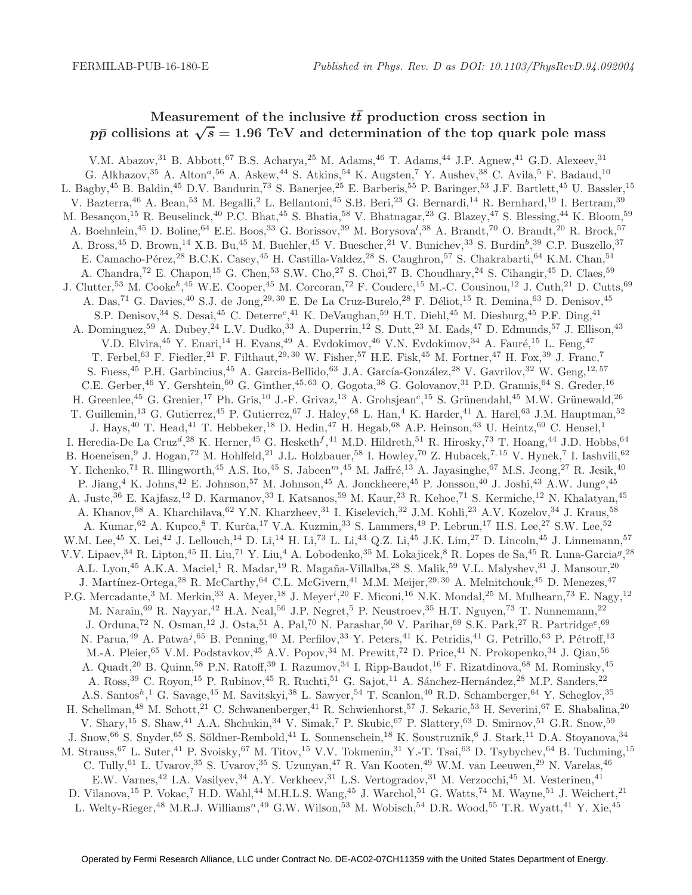FERMILAB-PUB-16-180-E

*Published in Phys. Rev. D as DOI: 10.1103/PhysRevD.94.092004*

# Measurement of the inclusive $t\bar{t}$ production cross section in $p\bar{p}$ collisions at $\sqrt{s} = 1.96$ TeV and determination of the top quark pole mass

V.M. Abazov,[31] B. Abbott,[67] B.S. Acharya,[25] M. Adams,[46] T. Adams,[44] J.P. Agnew,[41] G.D. Alexeev,[31] G. Alkhazov,[35] A. Alton[a],[56] A. Askew,[44] S. Atkins,[54] K. Augsten,[7] Y. Aushev,[38] C. Avila,[5] F. Badaud,[10] L. Bagby,[45] B. Baldin,[45] D.V. Bandurin,[73] S. Banerjee,[25] E. Barberis,[55] P. Baringer,[53] J.F. Bartlett,[45] U. Bassler,[15] V. Bazterra,[46] A. Bean,[53] M. Begalli,[2] L. Bellantoni,[45] S.B. Beri,[23] G. Bernardi,[14] R. Bernhard,[19] I. Bertram,[39] M. Besançon,[15] R. Beuselinck,[40] P.C. Bhat,[45] S. Bhatia,[58] V. Bhatnagar,[23] G. Blazey,[47] S. Blessing,[44] K. Bloom,[59] A. Boehnlein,[45] D. Boline,[64] E.E. Boos,[33] G. Borissov,[39] M. Borysova[l],[38] A. Brandt,[70] O. Brandt,[20] R. Brock,[57] A. Bross,[45] D. Brown,[14] X.B. Bu,[45] M. Buehler,[45] V. Buescher,[21] V. Bunichev,[33] S. Burdin[b],[39] C.P. Buszello,[37] E. Camacho-Pérez,[28] B.C.K. Casey,[45] H. Castilla-Valdez,[28] S. Caughron,[57] S. Chakrabarti,[64] K.M. Chan,[51] A. Chandra,[72] E. Chapon,[15] G. Chen,[53] S.W. Cho,[27] S. Choi,[27] B. Choudhary,[24] S. Cihangir,[45] D. Claes,[59] J. Clutter,[53] M. Cooke[k],[45] W.E. Cooper,[45] M. Corcoran,[72] F. Couderc,[15] M.-C. Cousinou,[12] J. Cuth,[21] D. Cutts,[69] A. Das,[71] G. Davies,[40] S.J. de Jong,[29,30] E. De La Cruz-Burelo,[28] F. Déliot,[15] R. Demina,[63] D. Denisov,[45] S.P. Denisov,[34] S. Desai,[45] C. Deterre[c],[41] K. DeVaughan,[59] H.T. Diehl,[45] M. Diesburg,[45] P.F. Ding,[41] A. Dominguez,[59] A. Dubey,[24] L.V. Dudko,[33] A. Duperrin,[12] S. Dutt,[23] M. Eads,[47] D. Edmunds,[57] J. Ellison,[43] V.D. Elvira,[45] Y. Enari,[14] H. Evans,[49] A. Evdokimov,[46] V.N. Evdokimov,[34] A. Fauré,[15] L. Feng,[47] T. Ferbel,[63] F. Fiedler,[21] F. Filthaut,[29,30] W. Fisher,[57] H.E. Fisk,[45] M. Fortner,[47] H. Fox,[39] J. Franc,[7] S. Fuess,[45] P.H. Garbincius,[45] A. Garcia-Bellido,[63] J.A. García-González,[28] V. Gavrilov,[32] W. Geng,[12,57] C.E. Gerber,[46] Y. Gershtein,[60] G. Ginther,[45,63] O. Gogota,[38] G. Golovanov,[31] P.D. Grannis,[64] S. Greder,[16] H. Greenlee,[45] G. Grenier,[17] Ph. Gris,[10] J.-F. Grivaz,[13] A. Grohsjean[c],[15] S. Grünendahl,[45] M.W. Grünewald,[26] T. Guillemin,[13] G. Gutierrez,[45] P. Gutierrez,[67] J. Haley,[68] L. Han,[4] K. Harder,[41] A. Harel,[63] J.M. Hauptman,[52] J. Hays,[40] T. Head,[41] T. Hebbeker,[18] D. Hedin,[47] H. Hegab,[68] A.P. Heinson,[43] U. Heintz,[69] C. Hensel,[1] I. Heredia-De La Cruz[d],[28] K. Herner,[45] G. Hesketh[f],[41] M.D. Hildreth,[51] R. Hirosky,[73] T. Hoang,[44] J.D. Hobbs,[64] B. Hoeneisen,[9] J. Hogan,[72] M. Hohlfeld,[21] J.L. Holzbauer,[58] I. Howley,[70] Z. Hubacek,[7,15] V. Hynek,[7] I. Iashvili,[62] Y. Ilchenko,[71] R. Illingworth,[45] A.S. Ito,[45] S. Jabeen[m],[45] M. Jaffré,[13] A. Jayasinghe,[67] M.S. Jeong,[27] R. Jesik,[40] P. Jiang,[4] K. Johns,[42] E. Johnson,[57] M. Johnson,[45] A. Jonckheere,[45] P. Jonsson,[40] J. Joshi,[43] A.W. Jung[o],[45] A. Juste,[36] E. Kajfasz,[12] D. Karmanov,[33] I. Katsanos,[59] M. Kaur,[23] R. Kehoe,[71] S. Kermiche,[12] N. Khalatyan,[45] A. Khanov,[68] A. Kharchilava,[62] Y.N. Kharzheev,[31] I. Kiselevich,[32] J.M. Kohli,[23] A.V. Kozelov,[34] J. Kraus,[58] A. Kumar,[62] A. Kupco,[8] T. Kurča,[17] V.A. Kuzmin,[33] S. Lammers,[49] P. Lebrun,[17] H.S. Lee,[27] S.W. Lee,[52] W.M. Lee,[45] X. Lei,[42] J. Lellouch,[14] D. Li,[14] H. Li,[73] L. Li,[43] Q.Z. Li,[45] J.K. Lim,[27] D. Lincoln,[45] J. Linnemann,[57] V.V. Lipaev,[34] R. Lipton,[45] H. Liu,[71] Y. Liu,[4] A. Lobodenko,[35] M. Lokajicek,[8] R. Lopes de Sa,[45] R. Luna-Garcia[g],[28] A.L. Lyon,[45] A.K.A. Maciel,[1] R. Madar,[19] R. Magaña-Villalba,[28] S. Malik,[59] V.L. Malyshev,[31] J. Mansour,[20] J. Martínez-Ortega,[28] R. McCarthy,[64] C.L. McGivern,[41] M.M. Meijer,[29,30] A. Melnitchouk,[45] D. Menezes,[47] P.G. Mercadante,[3] M. Merkin,[33] A. Meyer,[18] J. Meyer[i],[20] F. Miconi,[16] N.K. Mondal,[25] M. Mulhearn,[73] E. Nagy,[12] M. Narain,[69] R. Nayyar,[42] H.A. Neal,[56] J.P. Negret,[5] P. Neustroev,[35] H.T. Nguyen,[73] T. Nunnemann,[22] J. Orduna,[72] N. Osman,[12] J. Osta,[51] A. Pal,[70] N. Parashar,[50] V. Parihar,[69] S.K. Park,[27] R. Partridge[e],[69] N. Parua,[49] A. Patwa[j],[65] B. Penning,[40] M. Perfilov,[33] Y. Peters,[41] K. Petridis,[41] G. Petrillo,[63] P. Pétroff,[13] M.-A. Pleier,[65] V.M. Podstavkov,[45] A.V. Popov,[34] M. Prewitt,[72] D. Price,[41] N. Prokopenko,[34] J. Qian,[56] A. Quadt,[20] B. Quinn,[58] P.N. Ratoff,[39] I. Razumov,[34] I. Ripp-Baudot,[16] F. Rizatdinova,[68] M. Rominsky,[45] A. Ross,[39] C. Royon,[15] P. Rubinov,[45] R. Ruchti,[51] G. Sajot,[11] A. Sánchez-Hernández,[28] M.P. Sanders,[22] A.S. Santos[h],[1] G. Savage,[45] M. Savitskyi,[38] L. Sawyer,[54] T. Scanlon,[40] R.D. Schamberger,[64] Y. Scheglov,[35] H. Schellman,[48] M. Schott,[21] C. Schwanenberger,[41] R. Schwienhorst,[57] J. Sekaric,[53] H. Severini,[67] E. Shabalina,[20] V. Shary,[15] S. Shaw,[41] A.A. Shchukin,[34] V. Simak,[7] P. Skubic,[67] P. Slattery,[63] D. Smirnov,[51] G.R. Snow,[59] J. Snow,[66] S. Snyder,[65] S. Söldner-Rembold,[41] L. Sonnenschein,[18] K. Soustruznik,[6] J. Stark,[11] D.A. Stoyanova,[34] M. Strauss,[67] L. Suter,[41] P. Svoisky,[67] M. Titov,[15] V.V. Tokmenin,[31] Y.-T. Tsai,[63] D. Tsybychev,[64] B. Tuchming,[15] C. Tully,[61] L. Uvarov,[35] S. Uvarov,[35] S. Uzunyan,[47] R. Van Kooten,[49] W.M. van Leeuwen,[29] N. Varelas,[46] E.W. Varnes,[42] I.A. Vasilyev,[34] A.Y. Verkheev,[31] L.S. Vertogradov,[31] M. Verzocchi,[45] M. Vesterinen,[41] D. Vilanova,[15] P. Vokac,[7] H.D. Wahl,[44] M.H.L.S. Wang,[45] J. Warchol,[51] G. Watts,[74] M. Wayne,[51] J. Weichert,[21] L. Welty-Rieger,[48] M.R.J. Williams[n],[49] G.W. Wilson,[53] M. Wobisch,[54] D.R. Wood,[55] T.R. Wyatt,[41] Y. Xie,[45]

Operated by Fermi Research Alliance, LLC under Contract No. DE-AC02-07CH11359 with the United States Department of Energy.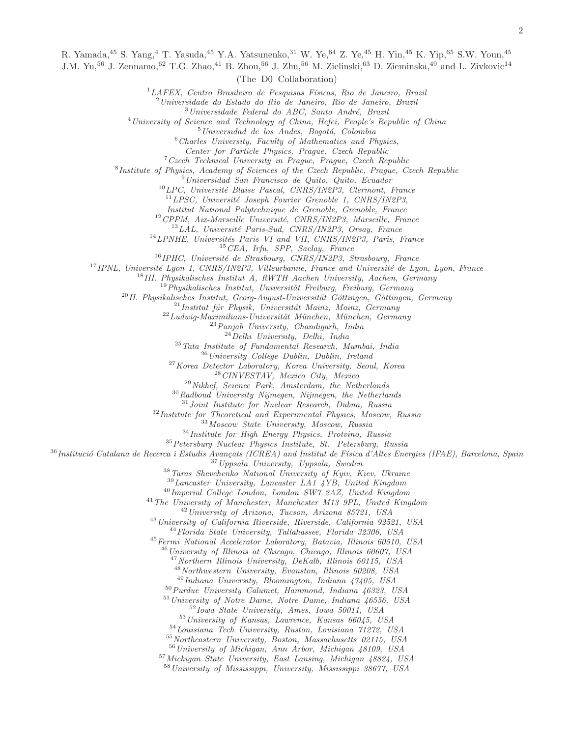R. Yamada,[45] S. Yang,[4] T. Yasuda,[45] Y.A. Yatsunenko,[31] W. Ye,[64] Z. Ye,[45] H. Yin,[45] K. Yip,[65] S.W. Youn,[45] J.M. Yu,[56] J. Zennamo,[62] T.G. Zhao,[41] B. Zhou,[56] J. Zhu,[56] M. Zielinski,[63] D. Zieminska,[49] and L. Zivkovic[14]

(The D0 Collaboration)

[1]*LAFEX, Centro Brasileiro de Pesquisas Físicas, Rio de Janeiro, Brazil*
[2]*Universidade do Estado do Rio de Janeiro, Rio de Janeiro, Brazil*
[3]*Universidade Federal do ABC, Santo André, Brazil*
[4]*University of Science and Technology of China, Hefei, People's Republic of China*
[5]*Universidad de los Andes, Bogotá, Colombia*
[6]*Charles University, Faculty of Mathematics and Physics, Center for Particle Physics, Prague, Czech Republic*
[7]*Czech Technical University in Prague, Prague, Czech Republic*
[8]*Institute of Physics, Academy of Sciences of the Czech Republic, Prague, Czech Republic*
[9]*Universidad San Francisco de Quito, Quito, Ecuador*
[10]*LPC, Université Blaise Pascal, CNRS/IN2P3, Clermont, France*
[11]*LPSC, Université Joseph Fourier Grenoble 1, CNRS/IN2P3, Institut National Polytechnique de Grenoble, Grenoble, France*
[12]*CPPM, Aix-Marseille Université, CNRS/IN2P3, Marseille, France*
[13]*LAL, Université Paris-Sud, CNRS/IN2P3, Orsay, France*
[14]*LPNHE, Universités Paris VI and VII, CNRS/IN2P3, Paris, France*
[15]*CEA, Irfu, SPP, Saclay, France*
[16]*IPHC, Université de Strasbourg, CNRS/IN2P3, Strasbourg, France*
[17]*IPNL, Université Lyon 1, CNRS/IN2P3, Villeurbanne, France and Université de Lyon, Lyon, France*
[18]*III. Physikalisches Institut A, RWTH Aachen University, Aachen, Germany*
[19]*Physikalisches Institut, Universität Freiburg, Freiburg, Germany*
[20]*II. Physikalisches Institut, Georg-August-Universität Göttingen, Göttingen, Germany*
[21]*Institut für Physik, Universität Mainz, Mainz, Germany*
[22]*Ludwig-Maximilians-Universität München, München, Germany*
[23]*Panjab University, Chandigarh, India*
[24]*Delhi University, Delhi, India*
[25]*Tata Institute of Fundamental Research, Mumbai, India*
[26]*University College Dublin, Dublin, Ireland*
[27]*Korea Detector Laboratory, Korea University, Seoul, Korea*
[28]*CINVESTAV, Mexico City, Mexico*
[29]*Nikhef, Science Park, Amsterdam, the Netherlands*
[30]*Radboud University Nijmegen, Nijmegen, the Netherlands*
[31]*Joint Institute for Nuclear Research, Dubna, Russia*
[32]*Institute for Theoretical and Experimental Physics, Moscow, Russia*
[33]*Moscow State University, Moscow, Russia*
[34]*Institute for High Energy Physics, Protvino, Russia*
[35]*Petersburg Nuclear Physics Institute, St. Petersburg, Russia*
[36]*Institució Catalana de Recerca i Estudis Avançats (ICREA) and Institut de Física d'Altes Energies (IFAE), Barcelona, Spain*
[37]*Uppsala University, Uppsala, Sweden*
[38]*Taras Shevchenko National University of Kyiv, Kiev, Ukraine*
[39]*Lancaster University, Lancaster LA1 4YB, United Kingdom*
[40]*Imperial College London, London SW7 2AZ, United Kingdom*
[41]*The University of Manchester, Manchester M13 9PL, United Kingdom*
[42]*University of Arizona, Tucson, Arizona 85721, USA*
[43]*University of California Riverside, Riverside, California 92521, USA*
[44]*Florida State University, Tallahassee, Florida 32306, USA*
[45]*Fermi National Accelerator Laboratory, Batavia, Illinois 60510, USA*
[46]*University of Illinois at Chicago, Chicago, Illinois 60607, USA*
[47]*Northern Illinois University, DeKalb, Illinois 60115, USA*
[48]*Northwestern University, Evanston, Illinois 60208, USA*
[49]*Indiana University, Bloomington, Indiana 47405, USA*
[50]*Purdue University Calumet, Hammond, Indiana 46323, USA*
[51]*University of Notre Dame, Notre Dame, Indiana 46556, USA*
[52]*Iowa State University, Ames, Iowa 50011, USA*
[53]*University of Kansas, Lawrence, Kansas 66045, USA*
[54]*Louisiana Tech University, Ruston, Louisiana 71272, USA*
[55]*Northeastern University, Boston, Massachusetts 02115, USA*
[56]*University of Michigan, Ann Arbor, Michigan 48109, USA*
[57]*Michigan State University, East Lansing, Michigan 48824, USA*
[58]*University of Mississippi, University, Mississippi 38677, USA*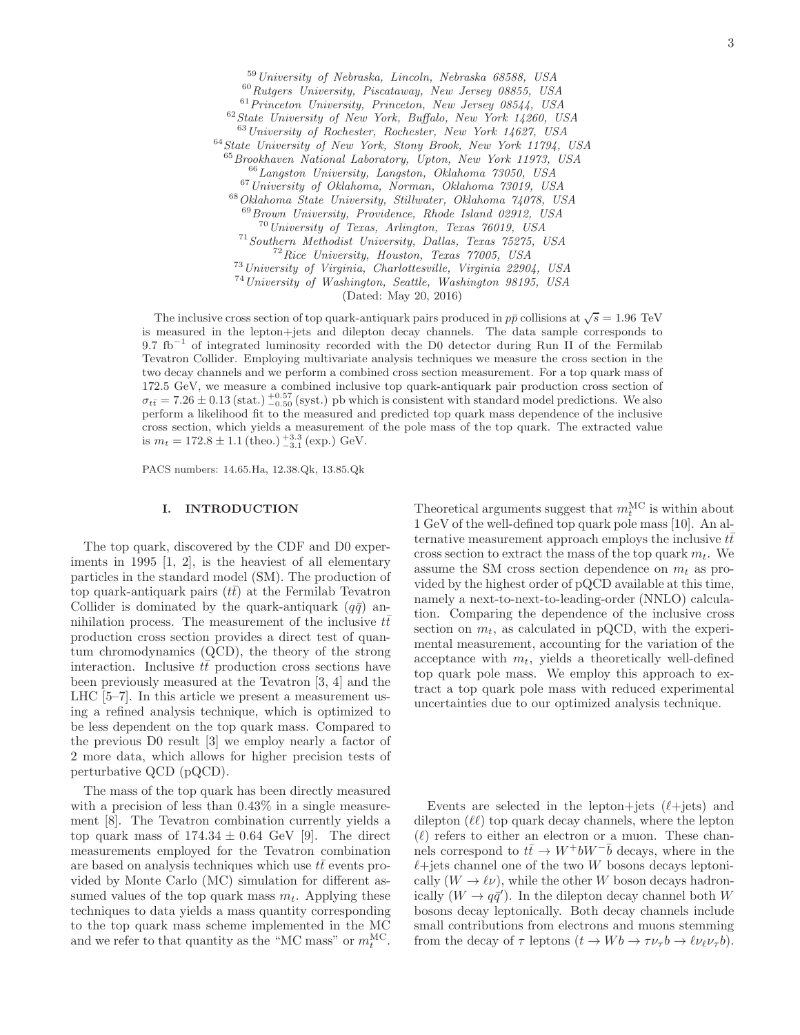[59] *University of Nebraska, Lincoln, Nebraska 68588, USA*
[60] *Rutgers University, Piscataway, New Jersey 08855, USA*
[61] *Princeton University, Princeton, New Jersey 08544, USA*
[62] *State University of New York, Buffalo, New York 14260, USA*
[63] *University of Rochester, Rochester, New York 14627, USA*
[64] *State University of New York, Stony Brook, New York 11794, USA*
[65] *Brookhaven National Laboratory, Upton, New York 11973, USA*
[66] *Langston University, Langston, Oklahoma 73050, USA*
[67] *University of Oklahoma, Norman, Oklahoma 73019, USA*
[68] *Oklahoma State University, Stillwater, Oklahoma 74078, USA*
[69] *Brown University, Providence, Rhode Island 02912, USA*
[70] *University of Texas, Arlington, Texas 76019, USA*
[71] *Southern Methodist University, Dallas, Texas 75275, USA*
[72] *Rice University, Houston, Texas 77005, USA*
[73] *University of Virginia, Charlottesville, Virginia 22904, USA*
[74] *University of Washington, Seattle, Washington 98195, USA*

(Dated: May 20, 2016)

The inclusive cross section of top quark-antiquark pairs produced in $p\bar{p}$ collisions at $\sqrt{s} = 1.96$ TeV is measured in the lepton+jets and dilepton decay channels. The data sample corresponds to 9.7 fb$^{-1}$ of integrated luminosity recorded with the D0 detector during Run II of the Fermilab Tevatron Collider. Employing multivariate analysis techniques we measure the cross section in the two decay channels and we perform a combined cross section measurement. For a top quark mass of 172.5 GeV, we measure a combined inclusive top quark-antiquark pair production cross section of $\sigma_{t\bar{t}} = 7.26 \pm 0.13\,(\text{stat.})\,^{+0.57}_{-0.50}\,(\text{syst.})$ pb which is consistent with standard model predictions. We also perform a likelihood fit to the measured and predicted top quark mass dependence of the inclusive cross section, which yields a measurement of the pole mass of the top quark. The extracted value is $m_t = 172.8 \pm 1.1\,(\text{theo.})\,^{+3.3}_{-3.1}\,(\text{exp.})$ GeV.

PACS numbers: 14.65.Ha, 12.38.Qk, 13.85.Qk

## I. INTRODUCTION

The top quark, discovered by the CDF and D0 experiments in 1995 [1, 2], is the heaviest of all elementary particles in the standard model (SM). The production of top quark-antiquark pairs ($t\bar{t}$) at the Fermilab Tevatron Collider is dominated by the quark-antiquark ($q\bar{q}$) annihilation process. The measurement of the inclusive $t\bar{t}$ production cross section provides a direct test of quantum chromodynamics (QCD), the theory of the strong interaction. Inclusive $t\bar{t}$ production cross sections have been previously measured at the Tevatron [3, 4] and the LHC [5–7]. In this article we present a measurement using a refined analysis technique, which is optimized to be less dependent on the top quark mass. Compared to the previous D0 result [3] we employ nearly a factor of 2 more data, which allows for higher precision tests of perturbative QCD (pQCD).

The mass of the top quark has been directly measured with a precision of less than 0.43% in a single measurement [8]. The Tevatron combination currently yields a top quark mass of $174.34 \pm 0.64$ GeV [9]. The direct measurements employed for the Tevatron combination are based on analysis techniques which use $t\bar{t}$ events provided by Monte Carlo (MC) simulation for different assumed values of the top quark mass $m_t$. Applying these techniques to data yields a mass quantity corresponding to the top quark mass scheme implemented in the MC and we refer to that quantity as the "MC mass" or $m_t^{\text{MC}}$. Theoretical arguments suggest that $m_t^{\text{MC}}$ is within about 1 GeV of the well-defined top quark pole mass [10]. An alternative measurement approach employs the inclusive $t\bar{t}$ cross section to extract the mass of the top quark $m_t$. We assume the SM cross section dependence on $m_t$ as provided by the highest order of pQCD available at this time, namely a next-to-next-to-leading-order (NNLO) calculation. Comparing the dependence of the inclusive cross section on $m_t$, as calculated in pQCD, with the experimental measurement, accounting for the variation of the acceptance with $m_t$, yields a theoretically well-defined top quark pole mass. We employ this approach to extract a top quark pole mass with reduced experimental uncertainties due to our optimized analysis technique.

Events are selected in the lepton+jets ($\ell$+jets) and dilepton ($\ell\ell$) top quark decay channels, where the lepton ($\ell$) refers to either an electron or a muon. These channels correspond to $t\bar{t} \to W^+bW^-\bar{b}$ decays, where in the $\ell$+jets channel one of the two $W$ bosons decays leptonically ($W \to \ell\nu$), while the other $W$ boson decays hadronically ($W \to q\bar{q}'$). In the dilepton decay channel both $W$ bosons decay leptonically. Both decay channels include small contributions from electrons and muons stemming from the decay of $\tau$ leptons ($t \to Wb \to \tau\nu_\tau b \to \ell\nu_\ell\nu_\tau b$).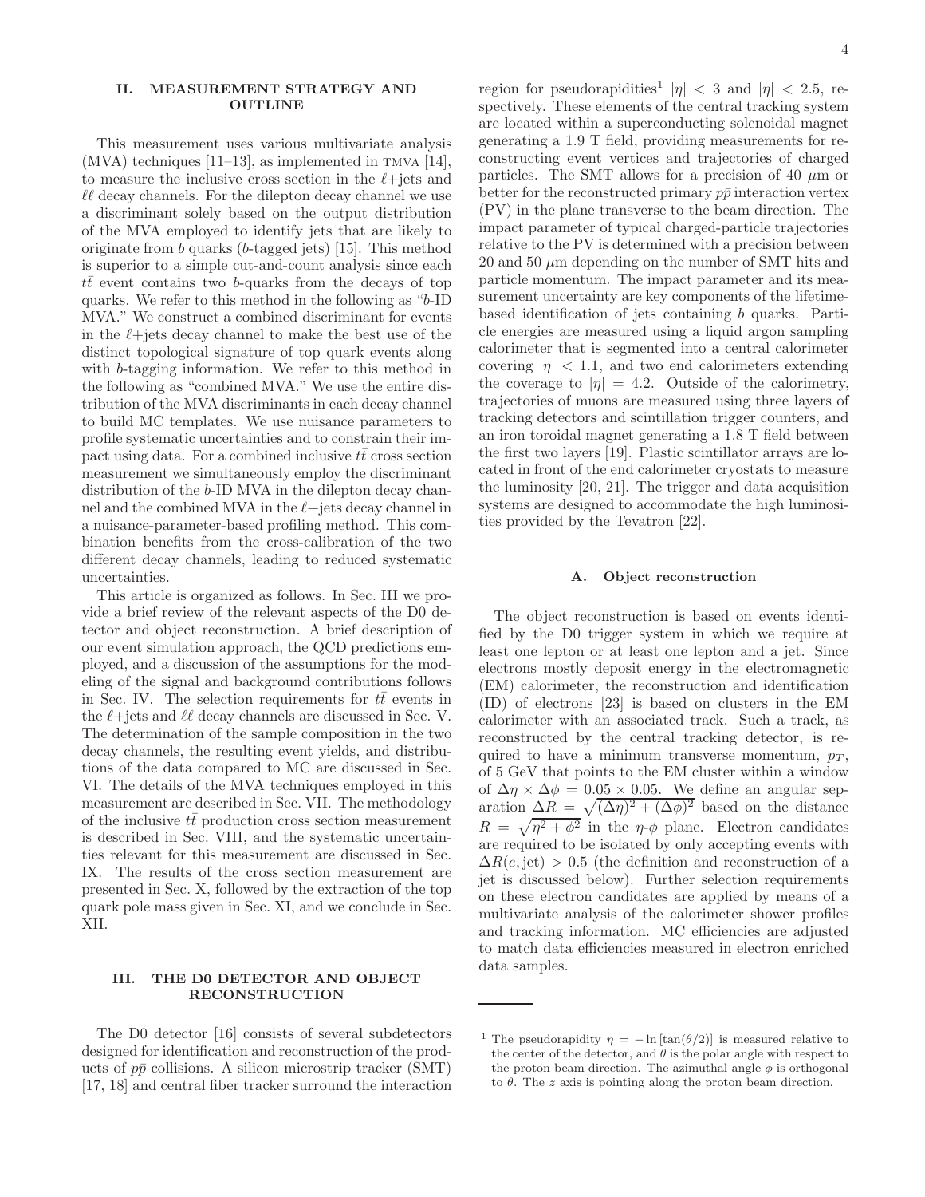## II. MEASUREMENT STRATEGY AND OUTLINE

This measurement uses various multivariate analysis (MVA) techniques [11–13], as implemented in TMVA [14], to measure the inclusive cross section in the $\ell$+jets and $\ell\ell$ decay channels. For the dilepton decay channel we use a discriminant solely based on the output distribution of the MVA employed to identify jets that are likely to originate from $b$ quarks ($b$-tagged jets) [15]. This method is superior to a simple cut-and-count analysis since each $t\bar{t}$ event contains two $b$-quarks from the decays of top quarks. We refer to this method in the following as "$b$-ID MVA." We construct a combined discriminant for events in the $\ell$+jets decay channel to make the best use of the distinct topological signature of top quark events along with $b$-tagging information. We refer to this method in the following as "combined MVA." We use the entire distribution of the MVA discriminants in each decay channel to build MC templates. We use nuisance parameters to profile systematic uncertainties and to constrain their impact using data. For a combined inclusive $t\bar{t}$ cross section measurement we simultaneously employ the discriminant distribution of the $b$-ID MVA in the dilepton decay channel and the combined MVA in the $\ell$+jets decay channel in a nuisance-parameter-based profiling method. This combination benefits from the cross-calibration of the two different decay channels, leading to reduced systematic uncertainties.

This article is organized as follows. In Sec. III we provide a brief review of the relevant aspects of the D0 detector and object reconstruction. A brief description of our event simulation approach, the QCD predictions employed, and a discussion of the assumptions for the modeling of the signal and background contributions follows in Sec. IV. The selection requirements for $t\bar{t}$ events in the $\ell$+jets and $\ell\ell$ decay channels are discussed in Sec. V. The determination of the sample composition in the two decay channels, the resulting event yields, and distributions of the data compared to MC are discussed in Sec. VI. The details of the MVA techniques employed in this measurement are described in Sec. VII. The methodology of the inclusive $t\bar{t}$ production cross section measurement is described in Sec. VIII, and the systematic uncertainties relevant for this measurement are discussed in Sec. IX. The results of the cross section measurement are presented in Sec. X, followed by the extraction of the top quark pole mass given in Sec. XI, and we conclude in Sec. XII.

## III. THE D0 DETECTOR AND OBJECT RECONSTRUCTION

The D0 detector [16] consists of several subdetectors designed for identification and reconstruction of the products of $p\bar{p}$ collisions. A silicon microstrip tracker (SMT) [17, 18] and central fiber tracker surround the interaction region for pseudorapidities[1] $|\eta| < 3$ and $|\eta| < 2.5$, respectively. These elements of the central tracking system are located within a superconducting solenoidal magnet generating a 1.9 T field, providing measurements for reconstructing event vertices and trajectories of charged particles. The SMT allows for a precision of 40 $\mu$m or better for the reconstructed primary $p\bar{p}$ interaction vertex (PV) in the plane transverse to the beam direction. The impact parameter of typical charged-particle trajectories relative to the PV is determined with a precision between 20 and 50 $\mu$m depending on the number of SMT hits and particle momentum. The impact parameter and its measurement uncertainty are key components of the lifetime-based identification of jets containing $b$ quarks. Particle energies are measured using a liquid argon sampling calorimeter that is segmented into a central calorimeter covering $|\eta| < 1.1$, and two end calorimeters extending the coverage to $|\eta| = 4.2$. Outside of the calorimetry, trajectories of muons are measured using three layers of tracking detectors and scintillation trigger counters, and an iron toroidal magnet generating a 1.8 T field between the first two layers [19]. Plastic scintillator arrays are located in front of the end calorimeter cryostats to measure the luminosity [20, 21]. The trigger and data acquisition systems are designed to accommodate the high luminosities provided by the Tevatron [22].

### A. Object reconstruction

The object reconstruction is based on events identified by the D0 trigger system in which we require at least one lepton or at least one lepton and a jet. Since electrons mostly deposit energy in the electromagnetic (EM) calorimeter, the reconstruction and identification (ID) of electrons [23] is based on clusters in the EM calorimeter with an associated track. Such a track, as reconstructed by the central tracking detector, is required to have a minimum transverse momentum, $p_T$, of 5 GeV that points to the EM cluster within a window of $\Delta\eta \times \Delta\phi = 0.05 \times 0.05$. We define an angular separation $\Delta R = \sqrt{(\Delta\eta)^2 + (\Delta\phi)^2}$ based on the distance $R = \sqrt{\eta^2 + \phi^2}$ in the $\eta$-$\phi$ plane. Electron candidates are required to be isolated by only accepting events with $\Delta R(e, \text{jet}) > 0.5$ (the definition and reconstruction of a jet is discussed below). Further selection requirements on these electron candidates are applied by means of a multivariate analysis of the calorimeter shower profiles and tracking information. MC efficiencies are adjusted to match data efficiencies measured in electron enriched data samples.

[1] The pseudorapidity $\eta = -\ln[\tan(\theta/2)]$ is measured relative to the center of the detector, and $\theta$ is the polar angle with respect to the proton beam direction. The azimuthal angle $\phi$ is orthogonal to $\theta$. The $z$ axis is pointing along the proton beam direction.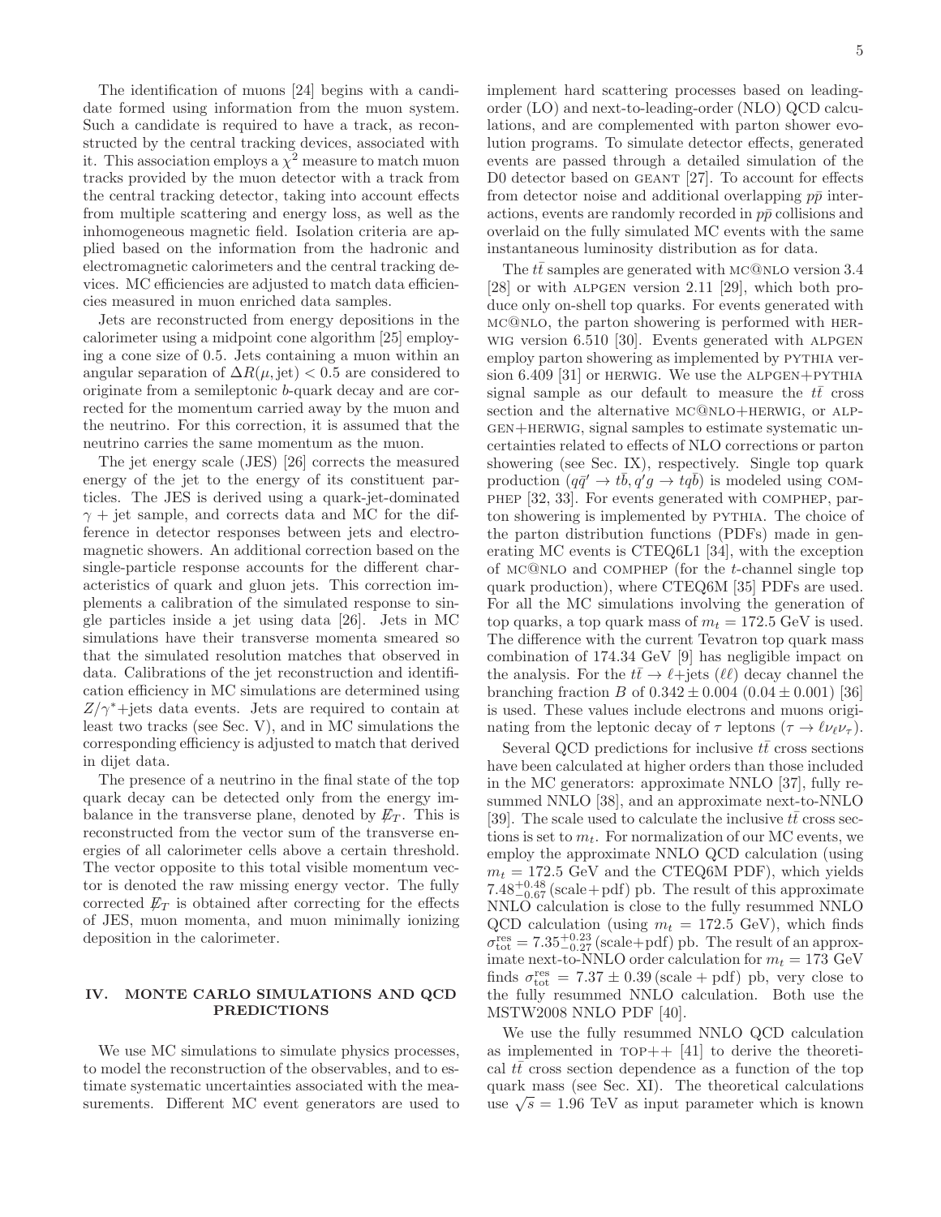The identification of muons [24] begins with a candidate formed using information from the muon system. Such a candidate is required to have a track, as reconstructed by the central tracking devices, associated with it. This association employs a $\chi^2$ measure to match muon tracks provided by the muon detector with a track from the central tracking detector, taking into account effects from multiple scattering and energy loss, as well as the inhomogeneous magnetic field. Isolation criteria are applied based on the information from the hadronic and electromagnetic calorimeters and the central tracking devices. MC efficiencies are adjusted to match data efficiencies measured in muon enriched data samples.

Jets are reconstructed from energy depositions in the calorimeter using a midpoint cone algorithm [25] employing a cone size of 0.5. Jets containing a muon within an angular separation of $\Delta R(\mu, \text{jet}) < 0.5$ are considered to originate from a semileptonic $b$-quark decay and are corrected for the momentum carried away by the muon and the neutrino. For this correction, it is assumed that the neutrino carries the same momentum as the muon.

The jet energy scale (JES) [26] corrects the measured energy of the jet to the energy of its constituent particles. The JES is derived using a quark-jet-dominated $\gamma$ + jet sample, and corrects data and MC for the difference in detector responses between jets and electromagnetic showers. An additional correction based on the single-particle response accounts for the different characteristics of quark and gluon jets. This correction implements a calibration of the simulated response to single particles inside a jet using data [26]. Jets in MC simulations have their transverse momenta smeared so that the simulated resolution matches that observed in data. Calibrations of the jet reconstruction and identification efficiency in MC simulations are determined using $Z/\gamma^*$+jets data events. Jets are required to contain at least two tracks (see Sec. V), and in MC simulations the corresponding efficiency is adjusted to match that derived in dijet data.

The presence of a neutrino in the final state of the top quark decay can be detected only from the energy imbalance in the transverse plane, denoted by $\not\!\!E_T$. This is reconstructed from the vector sum of the transverse energies of all calorimeter cells above a certain threshold. The vector opposite to this total visible momentum vector is denoted the raw missing energy vector. The fully corrected $\not\!\!E_T$ is obtained after correcting for the effects of JES, muon momenta, and muon minimally ionizing deposition in the calorimeter.

## IV. MONTE CARLO SIMULATIONS AND QCD PREDICTIONS

We use MC simulations to simulate physics processes, to model the reconstruction of the observables, and to estimate systematic uncertainties associated with the measurements. Different MC event generators are used to implement hard scattering processes based on leading-order (LO) and next-to-leading-order (NLO) QCD calculations, and are complemented with parton shower evolution programs. To simulate detector effects, generated events are passed through a detailed simulation of the D0 detector based on GEANT [27]. To account for effects from detector noise and additional overlapping $p\bar{p}$ interactions, events are randomly recorded in $p\bar{p}$ collisions and overlaid on the fully simulated MC events with the same instantaneous luminosity distribution as for data.

The $t\bar{t}$ samples are generated with MC@NLO version 3.4 [28] or with ALPGEN version 2.11 [29], which both produce only on-shell top quarks. For events generated with MC@NLO, the parton showering is performed with HERWIG version 6.510 [30]. Events generated with ALPGEN employ parton showering as implemented by PYTHIA version 6.409 [31] or HERWIG. We use the ALPGEN+PYTHIA signal sample as our default to measure the $t\bar{t}$ cross section and the alternative MC@NLO+HERWIG, or ALPGEN+HERWIG, signal samples to estimate systematic uncertainties related to effects of NLO corrections or parton showering (see Sec. IX), respectively. Single top quark production ($q\bar{q}' \to t\bar{b}, q'g \to tq\bar{b}$) is modeled using COMPHEP [32, 33]. For events generated with COMPHEP, parton showering is implemented by PYTHIA. The choice of the parton distribution functions (PDFs) made in generating MC events is CTEQ6L1 [34], with the exception of MC@NLO and COMPHEP (for the $t$-channel single top quark production), where CTEQ6M [35] PDFs are used. For all the MC simulations involving the generation of top quarks, a top quark mass of $m_t = 172.5$ GeV is used. The difference with the current Tevatron top quark mass combination of 174.34 GeV [9] has negligible impact on the analysis. For the $t\bar{t} \to \ell$+jets ($\ell\ell$) decay channel the branching fraction $B$ of $0.342 \pm 0.004$ ($0.04 \pm 0.001$) [36] is used. These values include electrons and muons originating from the leptonic decay of $\tau$ leptons ($\tau \to \ell\nu_\ell\nu_\tau$).

Several QCD predictions for inclusive $t\bar{t}$ cross sections have been calculated at higher orders than those included in the MC generators: approximate NNLO [37], fully resummed NNLO [38], and an approximate next-to-NNLO [39]. The scale used to calculate the inclusive $t\bar{t}$ cross sections is set to $m_t$. For normalization of our MC events, we employ the approximate NNLO QCD calculation (using $m_t = 172.5$ GeV and the CTEQ6M PDF), which yields $7.48^{+0.48}_{-0.67}$ (scale+pdf) pb. The result of this approximate NNLO calculation is close to the fully resummed NNLO QCD calculation (using $m_t = 172.5$ GeV), which finds $\sigma^{\text{res}}_{\text{tot}} = 7.35^{+0.23}_{-0.27}$ (scale+pdf) pb. The result of an approximate next-to-NNLO order calculation for $m_t = 173$ GeV finds $\sigma^{\text{res}}_{\text{tot}} = 7.37 \pm 0.39$ (scale + pdf) pb, very close to the fully resummed NNLO calculation. Both use the MSTW2008 NNLO PDF [40].

We use the fully resummed NNLO QCD calculation as implemented in TOP++ [41] to derive the theoretical $t\bar{t}$ cross section dependence as a function of the top quark mass (see Sec. XI). The theoretical calculations use $\sqrt{s} = 1.96$ TeV as input parameter which is known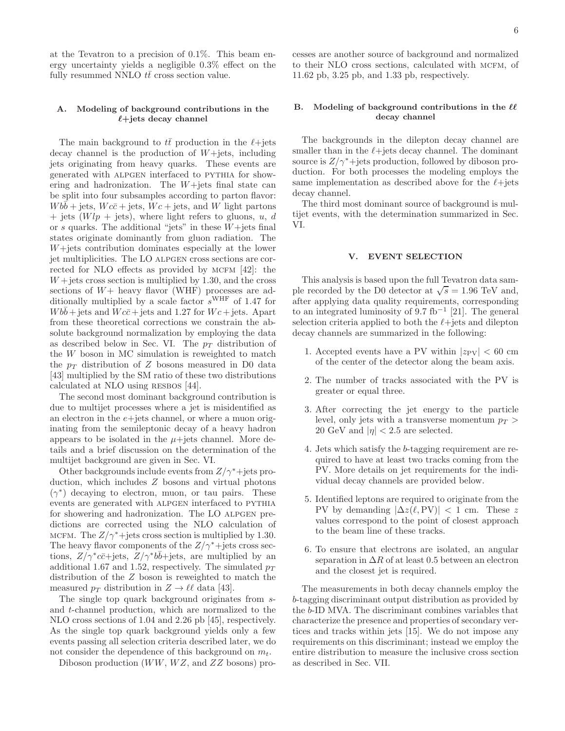at the Tevatron to a precision of 0.1%. This beam energy uncertainty yields a negligible 0.3% effect on the fully resummed NNLO $t\bar{t}$ cross section value.

### A. Modeling of background contributions in the $\ell$+jets decay channel

The main background to $t\bar{t}$ production in the $\ell$+jets decay channel is the production of $W$+jets, including jets originating from heavy quarks. These events are generated with ALPGEN interfaced to PYTHIA for showering and hadronization. The $W$+jets final state can be split into four subsamples according to parton flavor: $Wb\bar{b}$ + jets, $Wc\bar{c}$ + jets, $Wc$ + jets, and $W$ light partons + jets ($Wlp$ + jets), where light refers to gluons, $u$, $d$ or $s$ quarks. The additional "jets" in these $W$+jets final states originate dominantly from gluon radiation. The $W$+jets contribution dominates especially at the lower jet multiplicities. The LO ALPGEN cross sections are corrected for NLO effects as provided by MCFM [42]: the $W$ + jets cross section is multiplied by 1.30, and the cross sections of $W$+ heavy flavor (WHF) processes are additionally multiplied by a scale factor $s^{\rm WHF}$ of 1.47 for $Wb\bar{b}$+jets and $Wc\bar{c}$+jets and 1.27 for $Wc$+jets. Apart from these theoretical corrections we constrain the absolute background normalization by employing the data as described below in Sec. VI. The $p_T$ distribution of the $W$ boson in MC simulation is reweighted to match the $p_T$ distribution of $Z$ bosons measured in D0 data [43] multiplied by the SM ratio of these two distributions calculated at NLO using RESBOS [44].

The second most dominant background contribution is due to multijet processes where a jet is misidentified as an electron in the $e$+jets channel, or where a muon originating from the semileptonic decay of a heavy hadron appears to be isolated in the $\mu$+jets channel. More details and a brief discussion on the determination of the multijet background are given in Sec. VI.

Other backgrounds include events from $Z/\gamma^*$+jets production, which includes $Z$ bosons and virtual photons ($\gamma^*$) decaying to electron, muon, or tau pairs. These events are generated with ALPGEN interfaced to PYTHIA for showering and hadronization. The LO ALPGEN predictions are corrected using the NLO calculation of MCFM. The $Z/\gamma^*$+jets cross section is multiplied by 1.30. The heavy flavor components of the $Z/\gamma^*$+jets cross sections, $Z/\gamma^* c\bar{c}$+jets, $Z/\gamma^* b\bar{b}$+jets, are multiplied by an additional 1.67 and 1.52, respectively. The simulated $p_T$ distribution of the $Z$ boson is reweighted to match the measured $p_T$ distribution in $Z \to \ell\ell$ data [43].

The single top quark background originates from $s$- and $t$-channel production, which are normalized to the NLO cross sections of 1.04 and 2.26 pb [45], respectively. As the single top quark background yields only a few events passing all selection criteria described later, we do not consider the dependence of this background on $m_t$.

Diboson production ($WW$, $WZ$, and $ZZ$ bosons) processes are another source of background and normalized to their NLO cross sections, calculated with MCFM, of 11.62 pb, 3.25 pb, and 1.33 pb, respectively.

### B. Modeling of background contributions in the $\ell\ell$ decay channel

The backgrounds in the dilepton decay channel are smaller than in the $\ell$+jets decay channel. The dominant source is $Z/\gamma^*$+jets production, followed by diboson production. For both processes the modeling employs the same implementation as described above for the $\ell$+jets decay channel.

The third most dominant source of background is multijet events, with the determination summarized in Sec. VI.

## V. EVENT SELECTION

This analysis is based upon the full Tevatron data sample recorded by the D0 detector at $\sqrt{s} = 1.96$ TeV and, after applying data quality requirements, corresponding to an integrated luminosity of 9.7 fb$^{-1}$ [21]. The general selection criteria applied to both the $\ell$+jets and dilepton decay channels are summarized in the following:

1. Accepted events have a PV within $|z_{\rm PV}| < 60$ cm of the center of the detector along the beam axis.
2. The number of tracks associated with the PV is greater or equal three.
3. After correcting the jet energy to the particle level, only jets with a transverse momentum $p_T >$ 20 GeV and $|\eta| < 2.5$ are selected.
4. Jets which satisfy the $b$-tagging requirement are required to have at least two tracks coming from the PV. More details on jet requirements for the individual decay channels are provided below.
5. Identified leptons are required to originate from the PV by demanding $|\Delta z(\ell, {\rm PV})| < 1$ cm. These $z$ values correspond to the point of closest approach to the beam line of these tracks.
6. To ensure that electrons are isolated, an angular separation in $\Delta R$ of at least 0.5 between an electron and the closest jet is required.

The measurements in both decay channels employ the $b$-tagging discriminant output distribution as provided by the $b$-ID MVA. The discriminant combines variables that characterize the presence and properties of secondary vertices and tracks within jets [15]. We do not impose any requirements on this discriminant; instead we employ the entire distribution to measure the inclusive cross section as described in Sec. VII.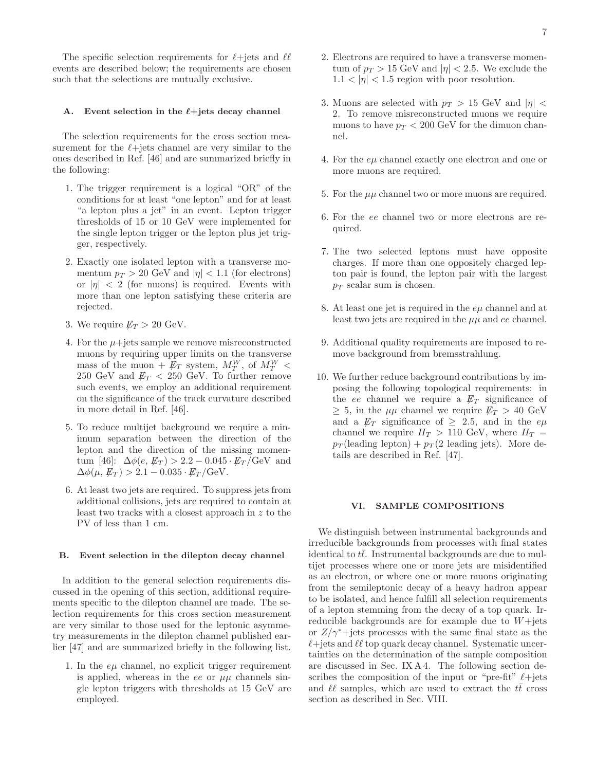The specific selection requirements for $\ell$+jets and $\ell\ell$ events are described below; the requirements are chosen such that the selections are mutually exclusive.

### A. Event selection in the $\ell$+jets decay channel

The selection requirements for the cross section measurement for the $\ell$+jets channel are very similar to the ones described in Ref. [46] and are summarized briefly in the following:

1. The trigger requirement is a logical "OR" of the conditions for at least "one lepton" and for at least "a lepton plus a jet" in an event. Lepton trigger thresholds of 15 or 10 GeV were implemented for the single lepton trigger or the lepton plus jet trigger, respectively.
2. Exactly one isolated lepton with a transverse momentum $p_T > 20$ GeV and $|\eta| < 1.1$ (for electrons) or $|\eta| < 2$ (for muons) is required. Events with more than one lepton satisfying these criteria are rejected.
3. We require $\not\!\!E_T > 20$ GeV.
4. For the $\mu$+jets sample we remove misreconstructed muons by requiring upper limits on the transverse mass of the muon + $\not\!\!E_T$ system, $M_T^W$, of $M_T^W < 250$ GeV and $\not\!\!E_T < 250$ GeV. To further remove such events, we employ an additional requirement on the significance of the track curvature described in more detail in Ref. [46].
5. To reduce multijet background we require a minimum separation between the direction of the lepton and the direction of the missing momentum [46]: $\Delta\phi(e, \not\!\!E_T) > 2.2 - 0.045 \cdot \not\!\!E_T/\mathrm{GeV}$ and $\Delta\phi(\mu, \not\!\!E_T) > 2.1 - 0.035 \cdot \not\!\!E_T/\mathrm{GeV}$.
6. At least two jets are required. To suppress jets from additional collisions, jets are required to contain at least two tracks with a closest approach in $z$ to the PV of less than 1 cm.

### B. Event selection in the dilepton decay channel

In addition to the general selection requirements discussed in the opening of this section, additional requirements specific to the dilepton channel are made. The selection requirements for this cross section measurement are very similar to those used for the leptonic asymmetry measurements in the dilepton channel published earlier [47] and are summarized briefly in the following list.

1. In the $e\mu$ channel, no explicit trigger requirement is applied, whereas in the $ee$ or $\mu\mu$ channels single lepton triggers with thresholds at 15 GeV are employed.
2. Electrons are required to have a transverse momentum of $p_T > 15$ GeV and $|\eta| < 2.5$. We exclude the $1.1 < |\eta| < 1.5$ region with poor resolution.
3. Muons are selected with $p_T > 15$ GeV and $|\eta| < 2$. To remove misreconstructed muons we require muons to have $p_T < 200$ GeV for the dimuon channel.
4. For the $e\mu$ channel exactly one electron and one or more muons are required.
5. For the $\mu\mu$ channel two or more muons are required.
6. For the $ee$ channel two or more electrons are required.
7. The two selected leptons must have opposite charges. If more than one oppositely charged lepton pair is found, the lepton pair with the largest $p_T$ scalar sum is chosen.
8. At least one jet is required in the $e\mu$ channel and at least two jets are required in the $\mu\mu$ and $ee$ channel.
9. Additional quality requirements are imposed to remove background from bremsstrahlung.
10. We further reduce background contributions by imposing the following topological requirements: in the $ee$ channel we require a $\not\!\!E_T$ significance of $\geq 5$, in the $\mu\mu$ channel we require $\not\!\!E_T > 40$ GeV and a $\not\!\!E_T$ significance of $\geq 2.5$, and in the $e\mu$ channel we require $H_T > 110$ GeV, where $H_T = p_T(\text{leading lepton}) + p_T(\text{2 leading jets})$. More details are described in Ref. [47].

## VI. SAMPLE COMPOSITIONS

We distinguish between instrumental backgrounds and irreducible backgrounds from processes with final states identical to $t\bar{t}$. Instrumental backgrounds are due to multijet processes where one or more jets are misidentified as an electron, or where one or more muons originating from the semileptonic decay of a heavy hadron appear to be isolated, and hence fulfill all selection requirements of a lepton stemming from the decay of a top quark. Irreducible backgrounds are for example due to $W$+jets or $Z/\gamma^*$+jets processes with the same final state as the $\ell$+jets and $\ell\ell$ top quark decay channel. Systematic uncertainties on the determination of the sample composition are discussed in Sec. IX A 4. The following section describes the composition of the input or "pre-fit" $\ell$+jets and $\ell\ell$ samples, which are used to extract the $t\bar{t}$ cross section as described in Sec. VIII.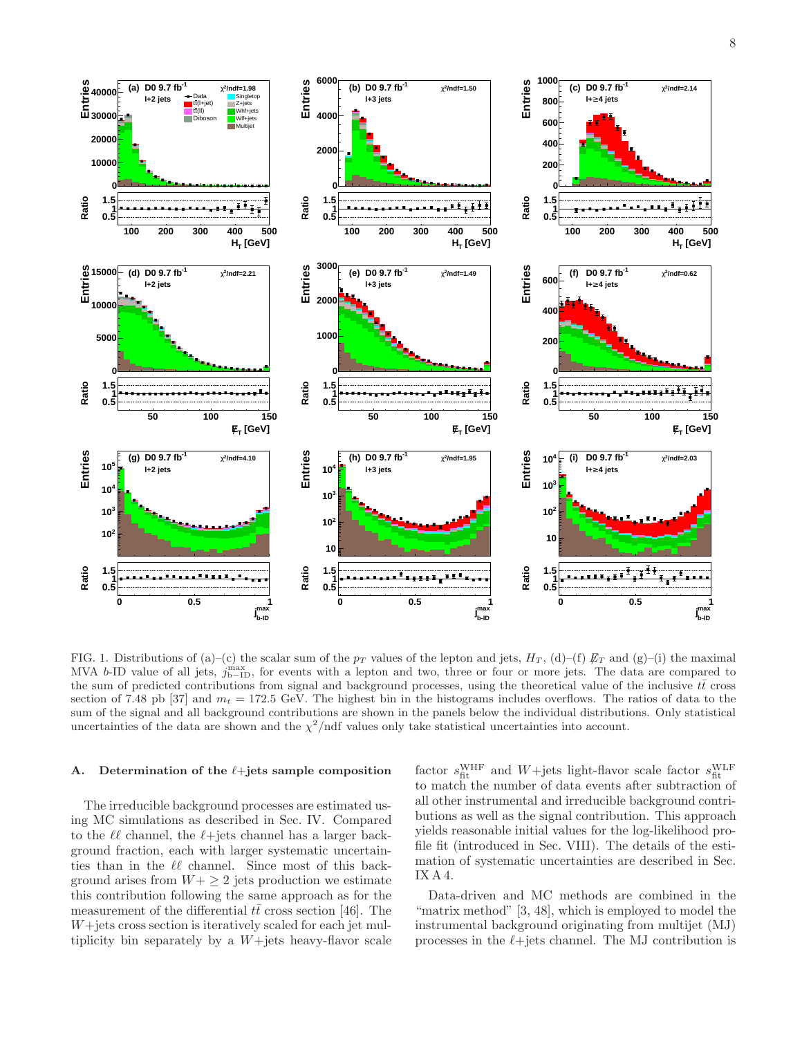FIG. 1. Distributions of (a)–(c) the scalar sum of the $p_T$ values of the lepton and jets, $H_T$, (d)–(f) $\not\!\!E_T$ and (g)–(i) the maximal MVA $b$-ID value of all jets, $j^{\rm max}_{\rm b-ID}$, for events with a lepton and two, three or four or more jets. The data are compared to the sum of predicted contributions from signal and background processes, using the theoretical value of the inclusive $t\bar{t}$ cross section of 7.48 pb [37] and $m_t = 172.5$ GeV. The highest bin in the histograms includes overflows. The ratios of data to the sum of the signal and all background contributions are shown in the panels below the individual distributions. Only statistical uncertainties of the data are shown and the $\chi^2$/ndf values only take statistical uncertainties into account.

### A. Determination of the $\ell$+jets sample composition

The irreducible background processes are estimated using MC simulations as described in Sec. IV. Compared to the $\ell\ell$ channel, the $\ell$+jets channel has a larger background fraction, each with larger systematic uncertainties than in the $\ell\ell$ channel. Since most of this background arises from $W+\geq 2$ jets production we estimate this contribution following the same approach as for the measurement of the differential $t\bar{t}$ cross section [46]. The $W$+jets cross section is iteratively scaled for each jet multiplicity bin separately by a $W$+jets heavy-flavor scale factor $s^{\rm WHF}_{\rm fit}$ and $W$+jets light-flavor scale factor $s^{\rm WLF}_{\rm fit}$ to match the number of data events after subtraction of all other instrumental and irreducible background contributions as well as the signal contribution. This approach yields reasonable initial values for the log-likelihood profile fit (introduced in Sec. VIII). The details of the estimation of systematic uncertainties are described in Sec. IX A 4.

Data-driven and MC methods are combined in the "matrix method" [3, 48], which is employed to model the instrumental background originating from multijet (MJ) processes in the $\ell$+jets channel. The MJ contribution is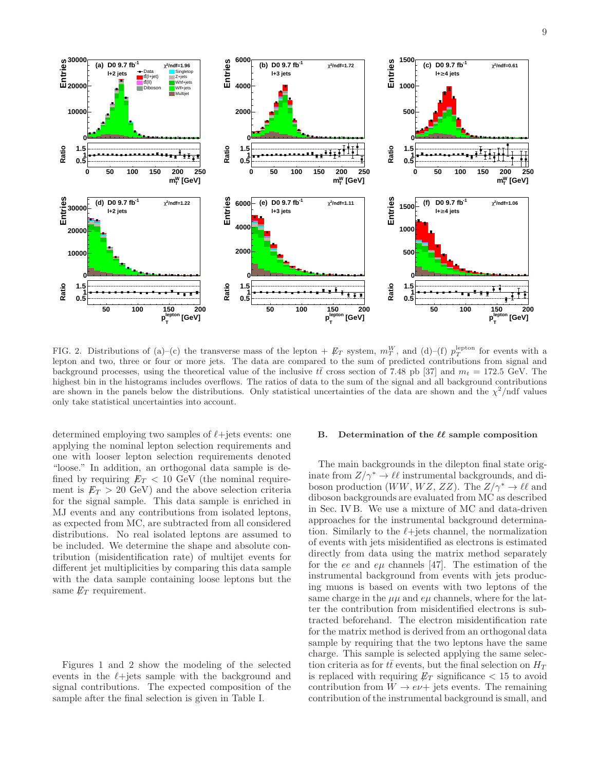FIG. 2. Distributions of (a)–(c) the transverse mass of the lepton + $\not\!\!E_T$ system, $m_T^W$, and (d)–(f) $p_T^{\rm lepton}$ for events with a lepton and two, three or four or more jets. The data are compared to the sum of predicted contributions from signal and background processes, using the theoretical value of the inclusive $t\bar{t}$ cross section of 7.48 pb [37] and $m_t = 172.5$ GeV. The highest bin in the histograms includes overflows. The ratios of data to the sum of the signal and all background contributions are shown in the panels below the distributions. Only statistical uncertainties of the data are shown and the $\chi^2$/ndf values only take statistical uncertainties into account.

determined employing two samples of $\ell$+jets events: one applying the nominal lepton selection requirements and one with looser lepton selection requirements denoted "loose." In addition, an orthogonal data sample is defined by requiring $\not\!\!E_T < 10$ GeV (the nominal requirement is $\not\!\!E_T > 20$ GeV) and the above selection criteria for the signal sample. This data sample is enriched in MJ events and any contributions from isolated leptons, as expected from MC, are subtracted from all considered distributions. No real isolated leptons are assumed to be included. We determine the shape and absolute contribution (misidentification rate) of multijet events for different jet multiplicities by comparing this data sample with the data sample containing loose leptons but the same $\not\!\!E_T$ requirement.

Figures 1 and 2 show the modeling of the selected events in the $\ell$+jets sample with the background and signal contributions. The expected composition of the sample after the final selection is given in Table I.

### B. Determination of the $\ell\ell$ sample composition

The main backgrounds in the dilepton final state originate from $Z/\gamma^* \to \ell\ell$ instrumental backgrounds, and diboson production ($WW$, $WZ$, $ZZ$). The $Z/\gamma^* \to \ell\ell$ and diboson backgrounds are evaluated from MC as described in Sec. IV B. We use a mixture of MC and data-driven approaches for the instrumental background determination. Similarly to the $\ell$+jets channel, the normalization of events with jets misidentified as electrons is estimated directly from data using the matrix method separately for the $ee$ and $e\mu$ channels [47]. The estimation of the instrumental background from events with jets producing muons is based on events with two leptons of the same charge in the $\mu\mu$ and $e\mu$ channels, where for the latter the contribution from misidentified electrons is subtracted beforehand. The electron misidentification rate for the matrix method is derived from an orthogonal data sample by requiring that the two leptons have the same charge. This sample is selected applying the same selection criteria as for $t\bar{t}$ events, but the final selection on $H_T$ is replaced with requiring $\not\!\!E_T$ significance $< 15$ to avoid contribution from $W \to e\nu+$ jets events. The remaining contribution of the instrumental background is small, and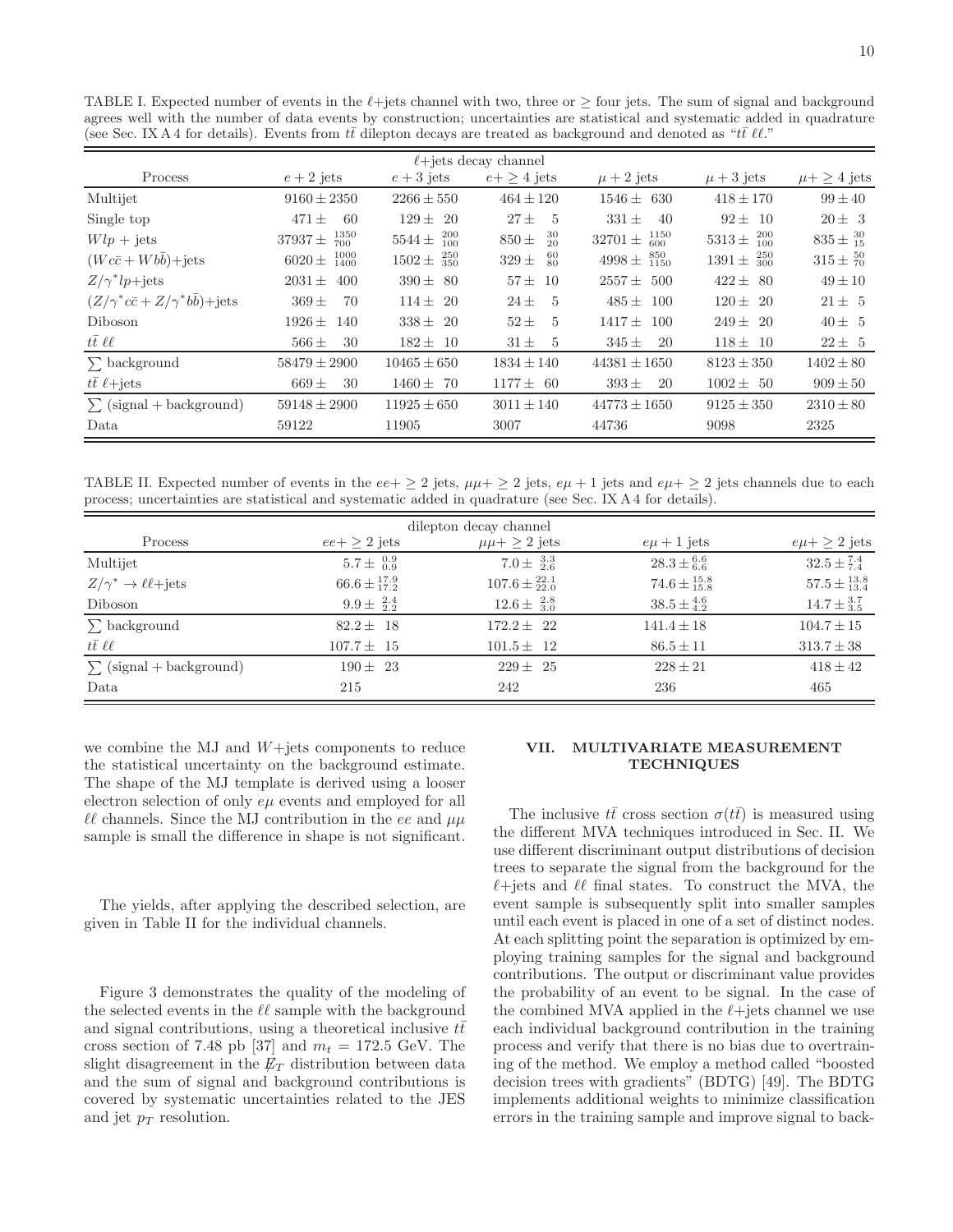TABLE I. Expected number of events in the $\ell$+jets channel with two, three or $\geq$ four jets. The sum of signal and background agrees well with the number of data events by construction; uncertainties are statistical and systematic added in quadrature (see Sec. IX A 4 for details). Events from $t\bar{t}$ dilepton decays are treated as background and denoted as "$t\bar{t}$ $\ell\ell$."

| | $\ell$+jets decay channel | | | | | |
|---|---|---|---|---|---|---|
| Process | $e+2$ jets | $e+3$ jets | $e+\geq 4$ jets | $\mu+2$ jets | $\mu+3$ jets | $\mu+\geq 4$ jets |
| Multijet | $9160 \pm 2350$ | $2266 \pm 550$ | $464 \pm 120$ | $1546 \pm 630$ | $418 \pm 170$ | $99 \pm 40$ |
| Single top | $471 \pm 60$ | $129 \pm 20$ | $27 \pm 5$ | $331 \pm 40$ | $92 \pm 10$ | $20 \pm 3$ |
| $Wlp$ + jets | $37937 \pm ^{1350}_{700}$ | $5544 \pm ^{200}_{100}$ | $850 \pm ^{30}_{20}$ | $32701 \pm ^{1150}_{600}$ | $5313 \pm ^{200}_{100}$ | $835 \pm ^{30}_{15}$ |
| $(Wc\bar{c} + Wb\bar{b})$+jets | $6020 \pm ^{1000}_{1400}$ | $1502 \pm ^{250}_{350}$ | $329 \pm ^{60}_{80}$ | $4998 \pm ^{850}_{1150}$ | $1391 \pm ^{250}_{300}$ | $315 \pm ^{50}_{70}$ |
| $Z/\gamma^{*}lp$+jets | $2031 \pm 400$ | $390 \pm 80$ | $57 \pm 10$ | $2557 \pm 500$ | $422 \pm 80$ | $49 \pm 10$ |
| $(Z/\gamma^{*}c\bar{c} + Z/\gamma^{*}b\bar{b})$+jets | $369 \pm 70$ | $114 \pm 20$ | $24 \pm 5$ | $485 \pm 100$ | $120 \pm 20$ | $21 \pm 5$ |
| Diboson | $1926 \pm 140$ | $338 \pm 20$ | $52 \pm 5$ | $1417 \pm 100$ | $249 \pm 20$ | $40 \pm 5$ |
| $t\bar{t}$ $\ell\ell$ | $566 \pm 30$ | $182 \pm 10$ | $31 \pm 5$ | $345 \pm 20$ | $118 \pm 10$ | $22 \pm 5$ |
| $\sum$ background | $58479 \pm 2900$ | $10465 \pm 650$ | $1834 \pm 140$ | $44381 \pm 1650$ | $8123 \pm 350$ | $1402 \pm 80$ |
| $t\bar{t}$ $\ell$+jets | $669 \pm 30$ | $1460 \pm 70$ | $1177 \pm 60$ | $393 \pm 20$ | $1002 \pm 50$ | $909 \pm 50$ |
| $\sum$ (signal + background) | $59148 \pm 2900$ | $11925 \pm 650$ | $3011 \pm 140$ | $44773 \pm 1650$ | $9125 \pm 350$ | $2310 \pm 80$ |
| Data | 59122 | 11905 | 3007 | 44736 | 9098 | 2325 |

TABLE II. Expected number of events in the $ee+\geq 2$ jets, $\mu\mu+\geq 2$ jets, $e\mu+1$ jets and $e\mu+\geq 2$ jets channels due to each process; uncertainties are statistical and systematic added in quadrature (see Sec. IX A 4 for details).

| | dilepton decay channel | | | |
|---|---|---|---|---|
| Process | $ee+\geq 2$ jets | $\mu\mu+\geq 2$ jets | $e\mu+1$ jets | $e\mu+\geq 2$ jets |
| Multijet | $5.7 \pm ^{0.9}_{0.9}$ | $7.0 \pm ^{3.3}_{2.6}$ | $28.3 \pm ^{6.6}_{6.6}$ | $32.5 \pm ^{7.4}_{7.4}$ |
| $Z/\gamma^{*} \to \ell\ell$+jets | $66.6 \pm ^{17.9}_{17.2}$ | $107.6 \pm ^{22.1}_{22.0}$ | $74.6 \pm ^{15.8}_{15.8}$ | $57.5 \pm ^{13.8}_{13.4}$ |
| Diboson | $9.9 \pm ^{2.4}_{2.2}$ | $12.6 \pm ^{2.8}_{3.0}$ | $38.5 \pm ^{4.6}_{4.2}$ | $14.7 \pm ^{3.7}_{3.5}$ |
| $\sum$ background | $82.2 \pm 18$ | $172.2 \pm 22$ | $141.4 \pm 18$ | $104.7 \pm 15$ |
| $t\bar{t}$ $\ell\ell$ | $107.7 \pm 15$ | $101.5 \pm 12$ | $86.5 \pm 11$ | $313.7 \pm 38$ |
| $\sum$ (signal + background) | $190 \pm 23$ | $229 \pm 25$ | $228 \pm 21$ | $418 \pm 42$ |
| Data | 215 | 242 | 236 | 465 |

we combine the MJ and $W$+jets components to reduce the statistical uncertainty on the background estimate. The shape of the MJ template is derived using a looser electron selection of only $e\mu$ events and employed for all $\ell\ell$ channels. Since the MJ contribution in the $ee$ and $\mu\mu$ sample is small the difference in shape is not significant.

The yields, after applying the described selection, are given in Table II for the individual channels.

Figure 3 demonstrates the quality of the modeling of the selected events in the $\ell\ell$ sample with the background and signal contributions, using a theoretical inclusive $t\bar{t}$ cross section of 7.48 pb [37] and $m_t = 172.5$ GeV. The slight disagreement in the $\not\!\!E_T$ distribution between data and the sum of signal and background contributions is covered by systematic uncertainties related to the JES and jet $p_T$ resolution.

## VII. MULTIVARIATE MEASUREMENT TECHNIQUES

The inclusive $t\bar{t}$ cross section $\sigma(t\bar{t})$ is measured using the different MVA techniques introduced in Sec. II. We use different discriminant output distributions of decision trees to separate the signal from the background for the $\ell$+jets and $\ell\ell$ final states. To construct the MVA, the event sample is subsequently split into smaller samples until each event is placed in one of a set of distinct nodes. At each splitting point the separation is optimized by employing training samples for the signal and background contributions. The output or discriminant value provides the probability of an event to be signal. In the case of the combined MVA applied in the $\ell$+jets channel we use each individual background contribution in the training process and verify that there is no bias due to overtraining of the method. We employ a method called "boosted decision trees with gradients" (BDTG) [49]. The BDTG implements additional weights to minimize classification errors in the training sample and improve signal to back-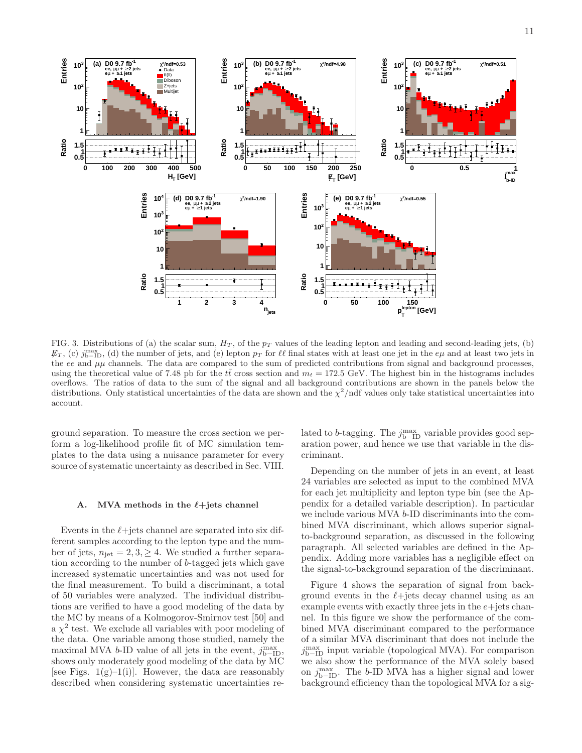FIG. 3. Distributions of (a) the scalar sum, $H_T$, of the $p_T$ values of the leading lepton and leading and second-leading jets, (b) $\not\!\!E_T$, (c) $j^{\rm max}_{\rm b-ID}$, (d) the number of jets, and (e) lepton $p_T$ for $\ell\ell$ final states with at least one jet in the $e\mu$ and at least two jets in the $ee$ and $\mu\mu$ channels. The data are compared to the sum of predicted contributions from signal and background processes, using the theoretical value of 7.48 pb for the $t\bar{t}$ cross section and $m_t = 172.5$ GeV. The highest bin in the histograms includes overflows. The ratios of data to the sum of the signal and all background contributions are shown in the panels below the distributions. Only statistical uncertainties of the data are shown and the $\chi^2$/ndf values only take statistical uncertainties into account.

ground separation. To measure the cross section we perform a log-likelihood profile fit of MC simulation templates to the data using a nuisance parameter for every source of systematic uncertainty as described in Sec. VIII.

### A. MVA methods in the $\ell$+jets channel

Events in the $\ell$+jets channel are separated into six different samples according to the lepton type and the number of jets, $n_{\rm jet} = 2, 3, \geq 4$. We studied a further separation according to the number of $b$-tagged jets which gave increased systematic uncertainties and was not used for the final measurement. To build a discriminant, a total of 50 variables were analyzed. The individual distributions are verified to have a good modeling of the data by the MC by means of a Kolmogorov-Smirnov test [50] and a $\chi^2$ test. We exclude all variables with poor modeling of the data. One variable among those studied, namely the maximal MVA $b$-ID value of all jets in the event, $j^{\rm max}_{\rm b-ID}$, shows only moderately good modeling of the data by MC [see Figs. 1(g)–1(i)]. However, the data are reasonably described when considering systematic uncertainties related to $b$-tagging. The $j^{\rm max}_{\rm b-ID}$ variable provides good separation power, and hence we use that variable in the discriminant.

Depending on the number of jets in an event, at least 24 variables are selected as input to the combined MVA for each jet multiplicity and lepton type bin (see the Appendix for a detailed variable description). In particular we include various MVA $b$-ID discriminants into the combined MVA discriminant, which allows superior signal-to-background separation, as discussed in the following paragraph. All selected variables are defined in the Appendix. Adding more variables has a negligible effect on the signal-to-background separation of the discriminant.

Figure 4 shows the separation of signal from background events in the $\ell$+jets decay channel using as an example events with exactly three jets in the $e$+jets channel. In this figure we show the performance of the combined MVA discriminant compared to the performance of a similar MVA discriminant that does not include the $j^{\rm max}_{\rm b-ID}$ input variable (topological MVA). For comparison we also show the performance of the MVA solely based on $j^{\rm max}_{\rm b-ID}$. The $b$-ID MVA has a higher signal and lower background efficiency than the topological MVA for a sig-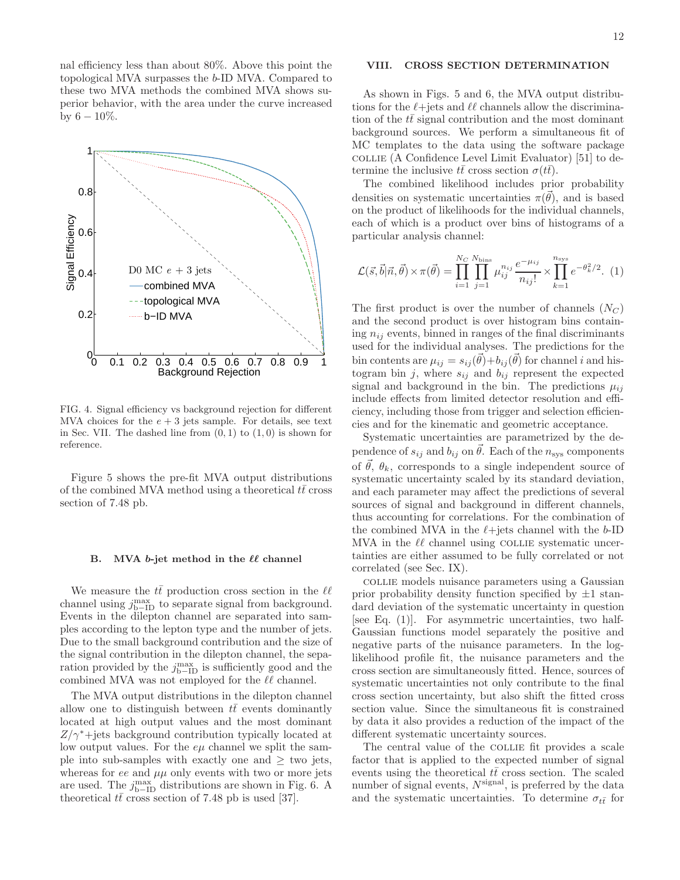nal efficiency less than about 80%. Above this point the topological MVA surpasses the $b$-ID MVA. Compared to these two MVA methods the combined MVA shows superior behavior, with the area under the curve increased by $6-10\%$.

FIG. 4. Signal efficiency vs background rejection for different MVA choices for the $e+3$ jets sample. For details, see text in Sec. VII. The dashed line from $(0,1)$ to $(1,0)$ is shown for reference.

Figure 5 shows the pre-fit MVA output distributions of the combined MVA method using a theoretical $t\bar{t}$ cross section of 7.48 pb.

### B. MVA $b$-jet method in the $\ell\ell$ channel

We measure the $t\bar{t}$ production cross section in the $\ell\ell$ channel using $j_{\rm b-ID}^{\rm max}$ to separate signal from background. Events in the dilepton channel are separated into samples according to the lepton type and the number of jets. Due to the small background contribution and the size of the signal contribution in the dilepton channel, the separation provided by the $j_{\rm b-ID}^{\rm max}$ is sufficiently good and the combined MVA was not employed for the $\ell\ell$ channel.

The MVA output distributions in the dilepton channel allow one to distinguish between $t\bar{t}$ events dominantly located at high output values and the most dominant $Z/\gamma^*$+jets background contribution typically located at low output values. For the $e\mu$ channel we split the sample into sub-samples with exactly one and $\geq$ two jets, whereas for $ee$ and $\mu\mu$ only events with two or more jets are used. The $j_{\rm b-ID}^{\rm max}$ distributions are shown in Fig. 6. A theoretical $t\bar{t}$ cross section of 7.48 pb is used [37].

## VIII. CROSS SECTION DETERMINATION

As shown in Figs. 5 and 6, the MVA output distributions for the $\ell$+jets and $\ell\ell$ channels allow the discrimination of the $t\bar{t}$ signal contribution and the most dominant background sources. We perform a simultaneous fit of MC templates to the data using the software package COLLIE (A Confidence Level Limit Evaluator) [51] to determine the inclusive $t\bar{t}$ cross section $\sigma(t\bar{t})$.

The combined likelihood includes prior probability densities on systematic uncertainties $\pi(\vec{\theta})$, and is based on the product of likelihoods for the individual channels, each of which is a product over bins of histograms of a particular analysis channel:

$$\mathcal{L}(\vec{s},\vec{b}|\vec{n},\vec{\theta})\times\pi(\vec{\theta}) = \prod_{i=1}^{N_C}\prod_{j=1}^{N_{\rm bins}}\mu_{ij}^{n_{ij}}\frac{e^{-\mu_{ij}}}{n_{ij}!}\times\prod_{k=1}^{n_{\rm sys}}e^{-\theta_k^2/2}. \quad (1)$$

The first product is over the number of channels ($N_C$) and the second product is over histogram bins containing $n_{ij}$ events, binned in ranges of the final discriminants used for the individual analyses. The predictions for the bin contents are $\mu_{ij}=s_{ij}(\vec{\theta})+b_{ij}(\vec{\theta})$ for channel $i$ and histogram bin $j$, where $s_{ij}$ and $b_{ij}$ represent the expected signal and background in the bin. The predictions $\mu_{ij}$ include effects from limited detector resolution and efficiency, including those from trigger and selection efficiencies and for the kinematic and geometric acceptance.

Systematic uncertainties are parametrized by the dependence of $s_{ij}$ and $b_{ij}$ on $\vec{\theta}$. Each of the $n_{\rm sys}$ components of $\vec{\theta}$, $\theta_k$, corresponds to a single independent source of systematic uncertainty scaled by its standard deviation, and each parameter may affect the predictions of several sources of signal and background in different channels, thus accounting for correlations. For the combination of the combined MVA in the $\ell$+jets channel with the $b$-ID MVA in the $\ell\ell$ channel using COLLIE systematic uncertainties are either assumed to be fully correlated or not correlated (see Sec. IX).

COLLIE models nuisance parameters using a Gaussian prior probability density function specified by $\pm1$ standard deviation of the systematic uncertainty in question [see Eq. (1)]. For asymmetric uncertainties, two half-Gaussian functions model separately the positive and negative parts of the nuisance parameters. In the log-likelihood profile fit, the nuisance parameters and the cross section are simultaneously fitted. Hence, sources of systematic uncertainties not only contribute to the final cross section uncertainty, but also shift the fitted cross section value. Since the simultaneous fit is constrained by data it also provides a reduction of the impact of the different systematic uncertainty sources.

The central value of the COLLIE fit provides a scale factor that is applied to the expected number of signal events using the theoretical $t\bar{t}$ cross section. The scaled number of signal events, $N^{\rm signal}$, is preferred by the data and the systematic uncertainties. To determine $\sigma_{t\bar{t}}$ for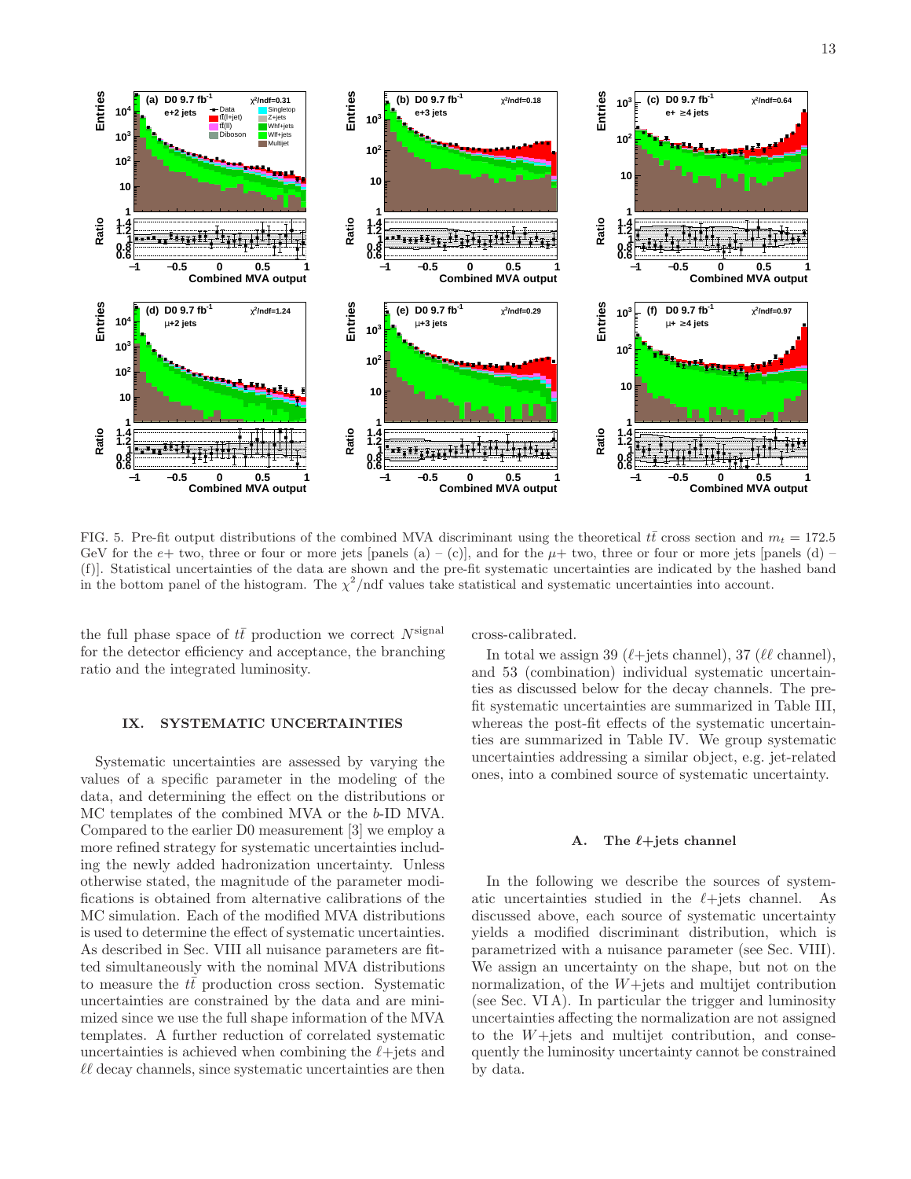FIG. 5. Pre-fit output distributions of the combined MVA discriminant using the theoretical $t\bar{t}$ cross section and $m_t = 172.5$ GeV for the $e+$ two, three or four or more jets [panels (a) – (c)], and for the $\mu+$ two, three or four or more jets [panels (d) – (f)]. Statistical uncertainties of the data are shown and the pre-fit systematic uncertainties are indicated by the hashed band in the bottom panel of the histogram. The $\chi^2$/ndf values take statistical and systematic uncertainties into account.

the full phase space of $t\bar{t}$ production we correct $N^{\text{signal}}$ for the detector efficiency and acceptance, the branching ratio and the integrated luminosity.

## IX. SYSTEMATIC UNCERTAINTIES

Systematic uncertainties are assessed by varying the values of a specific parameter in the modeling of the data, and determining the effect on the distributions or MC templates of the combined MVA or the $b$-ID MVA. Compared to the earlier D0 measurement [3] we employ a more refined strategy for systematic uncertainties including the newly added hadronization uncertainty. Unless otherwise stated, the magnitude of the parameter modifications is obtained from alternative calibrations of the MC simulation. Each of the modified MVA distributions is used to determine the effect of systematic uncertainties. As described in Sec. VIII all nuisance parameters are fitted simultaneously with the nominal MVA distributions to measure the $t\bar{t}$ production cross section. Systematic uncertainties are constrained by the data and are minimized since we use the full shape information of the MVA templates. A further reduction of correlated systematic uncertainties is achieved when combining the $\ell$+jets and $\ell\ell$ decay channels, since systematic uncertainties are then cross-calibrated.

In total we assign 39 ($\ell$+jets channel), 37 ($\ell\ell$ channel), and 53 (combination) individual systematic uncertainties as discussed below for the decay channels. The pre-fit systematic uncertainties are summarized in Table III, whereas the post-fit effects of the systematic uncertainties are summarized in Table IV. We group systematic uncertainties addressing a similar object, e.g. jet-related ones, into a combined source of systematic uncertainty.

### A. The $\ell$+jets channel

In the following we describe the sources of systematic uncertainties studied in the $\ell$+jets channel. As discussed above, each source of systematic uncertainty yields a modified discriminant distribution, which is parametrized with a nuisance parameter (see Sec. VIII). We assign an uncertainty on the shape, but not on the normalization, of the $W$+jets and multijet contribution (see Sec. VI A). In particular the trigger and luminosity uncertainties affecting the normalization are not assigned to the $W$+jets and multijet contribution, and consequently the luminosity uncertainty cannot be constrained by data.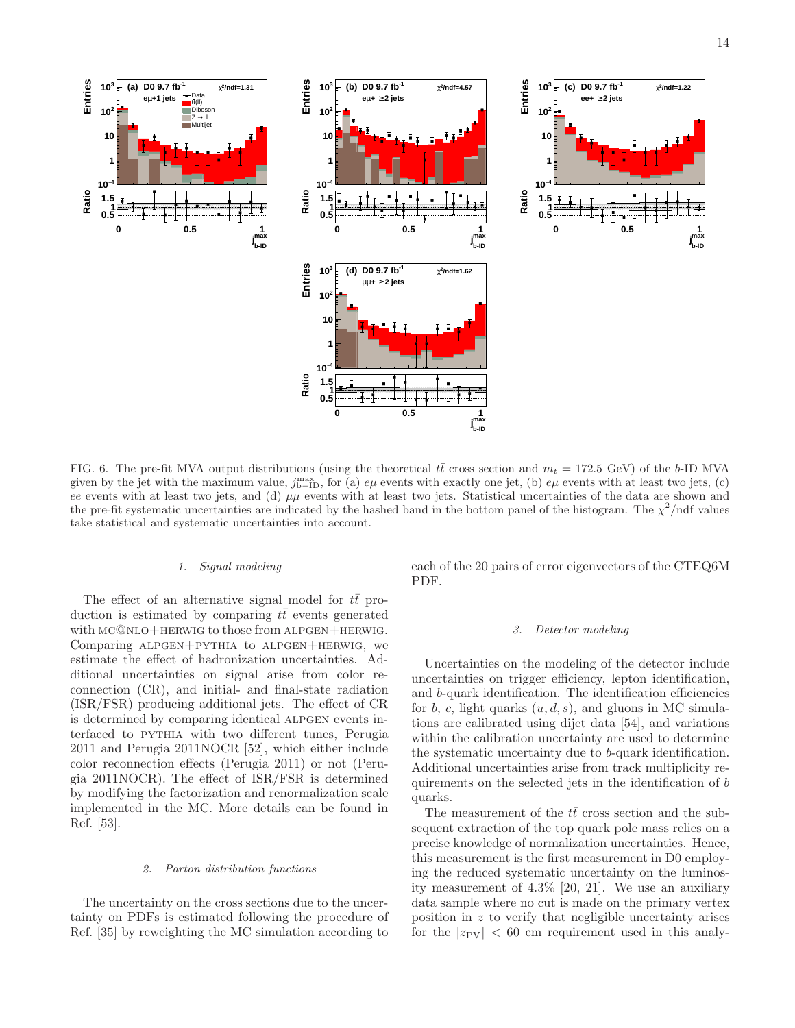FIG. 6. The pre-fit MVA output distributions (using the theoretical $t\bar{t}$ cross section and $m_t = 172.5$ GeV) of the $b$-ID MVA given by the jet with the maximum value, $j^{\max}_{\text{b-ID}}$, for (a) $e\mu$ events with exactly one jet, (b) $e\mu$ events with at least two jets, (c) $ee$ events with at least two jets, and (d) $\mu\mu$ events with at least two jets. Statistical uncertainties of the data are shown and the pre-fit systematic uncertainties are indicated by the hashed band in the bottom panel of the histogram. The $\chi^2$/ndf values take statistical and systematic uncertainties into account.

#### 1. Signal modeling

The effect of an alternative signal model for $t\bar{t}$ production is estimated by comparing $t\bar{t}$ events generated with MC@NLO+HERWIG to those from ALPGEN+HERWIG. Comparing ALPGEN+PYTHIA to ALPGEN+HERWIG, we estimate the effect of hadronization uncertainties. Additional uncertainties on signal arise from color reconnection (CR), and initial- and final-state radiation (ISR/FSR) producing additional jets. The effect of CR is determined by comparing identical ALPGEN events interfaced to PYTHIA with two different tunes, Perugia 2011 and Perugia 2011NOCR [52], which either include color reconnection effects (Perugia 2011) or not (Perugia 2011NOCR). The effect of ISR/FSR is determined by modifying the factorization and renormalization scale implemented in the MC. More details can be found in Ref. [53].

#### 2. Parton distribution functions

The uncertainty on the cross sections due to the uncertainty on PDFs is estimated following the procedure of Ref. [35] by reweighting the MC simulation according to each of the 20 pairs of error eigenvectors of the CTEQ6M PDF.

#### 3. Detector modeling

Uncertainties on the modeling of the detector include uncertainties on trigger efficiency, lepton identification, and $b$-quark identification. The identification efficiencies for $b$, $c$, light quarks ($u, d, s$), and gluons in MC simulations are calibrated using dijet data [54], and variations within the calibration uncertainty are used to determine the systematic uncertainty due to $b$-quark identification. Additional uncertainties arise from track multiplicity requirements on the selected jets in the identification of $b$ quarks.

The measurement of the $t\bar{t}$ cross section and the subsequent extraction of the top quark pole mass relies on a precise knowledge of normalization uncertainties. Hence, this measurement is the first measurement in D0 employing the reduced systematic uncertainty on the luminosity measurement of 4.3% [20, 21]. We use an auxiliary data sample where no cut is made on the primary vertex position in $z$ to verify that negligible uncertainty arises for the $|z_{\text{PV}}| < 60$ cm requirement used in this analy-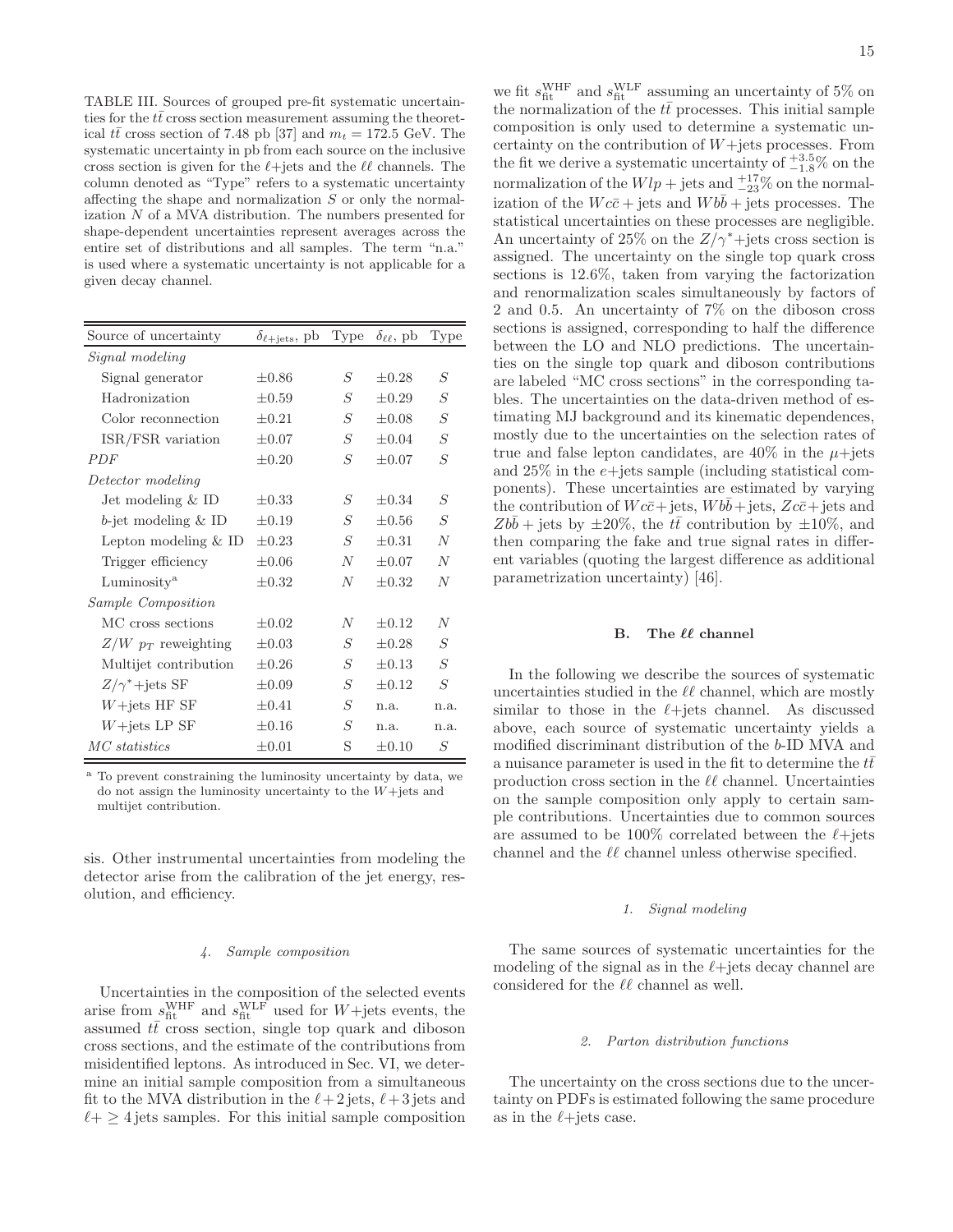TABLE III. Sources of grouped pre-fit systematic uncertainties for the $t\bar{t}$ cross section measurement assuming the theoretical $t\bar{t}$ cross section of 7.48 pb [37] and $m_t = 172.5$ GeV. The systematic uncertainty in pb from each source on the inclusive cross section is given for the $\ell$+jets and the $\ell\ell$ channels. The column denoted as "Type" refers to a systematic uncertainty affecting the shape and normalization $S$ or only the normalization $N$ of a MVA distribution. The numbers presented for shape-dependent uncertainties represent averages across the entire set of distributions and all samples. The term "n.a." is used where a systematic uncertainty is not applicable for a given decay channel.

| Source of uncertainty | $\delta_{\ell+\text{jets}}$, pb | Type | $\delta_{\ell\ell}$, pb | Type |
|---|---|---|---|---|
| *Signal modeling* | | | | |
| Signal generator | $\pm 0.86$ | $S$ | $\pm 0.28$ | $S$ |
| Hadronization | $\pm 0.59$ | $S$ | $\pm 0.29$ | $S$ |
| Color reconnection | $\pm 0.21$ | $S$ | $\pm 0.08$ | $S$ |
| ISR/FSR variation | $\pm 0.07$ | $S$ | $\pm 0.04$ | $S$ |
| *PDF* | $\pm 0.20$ | $S$ | $\pm 0.07$ | $S$ |
| *Detector modeling* | | | | |
| Jet modeling & ID | $\pm 0.33$ | $S$ | $\pm 0.34$ | $S$ |
| $b$-jet modeling & ID | $\pm 0.19$ | $S$ | $\pm 0.56$ | $S$ |
| Lepton modeling & ID | $\pm 0.23$ | $S$ | $\pm 0.31$ | $N$ |
| Trigger efficiency | $\pm 0.06$ | $N$ | $\pm 0.07$ | $N$ |
| Luminosity[a] | $\pm 0.32$ | $N$ | $\pm 0.32$ | $N$ |
| *Sample Composition* | | | | |
| MC cross sections | $\pm 0.02$ | $N$ | $\pm 0.12$ | $N$ |
| $Z/W$ $p_T$ reweighting | $\pm 0.03$ | $S$ | $\pm 0.28$ | $S$ |
| Multijet contribution | $\pm 0.26$ | $S$ | $\pm 0.13$ | $S$ |
| $Z/\gamma^*$+jets SF | $\pm 0.09$ | $S$ | $\pm 0.12$ | $S$ |
| $W$+jets HF SF | $\pm 0.41$ | $S$ | n.a. | n.a. |
| $W$+jets LP SF | $\pm 0.16$ | $S$ | n.a. | n.a. |
| *MC statistics* | $\pm 0.01$ | S | $\pm 0.10$ | $S$ |

[a] To prevent constraining the luminosity uncertainty by data, we do not assign the luminosity uncertainty to the $W$+jets and multijet contribution.

sis. Other instrumental uncertainties from modeling the detector arise from the calibration of the jet energy, resolution, and efficiency.

#### 4. Sample composition

Uncertainties in the composition of the selected events arise from $s_{\text{fit}}^{\text{WHF}}$ and $s_{\text{fit}}^{\text{WLF}}$ used for $W$+jets events, the assumed $t\bar{t}$ cross section, single top quark and diboson cross sections, and the estimate of the contributions from misidentified leptons. As introduced in Sec. VI, we determine an initial sample composition from a simultaneous fit to the MVA distribution in the $\ell+2$ jets, $\ell+3$ jets and $\ell+\geq 4$ jets samples. For this initial sample composition we fit $s_{\text{fit}}^{\text{WHF}}$ and $s_{\text{fit}}^{\text{WLF}}$ assuming an uncertainty of 5% on the normalization of the $t\bar{t}$ processes. This initial sample composition is only used to determine a systematic uncertainty on the contribution of $W$+jets processes. From the fit we derive a systematic uncertainty of $^{+3.5}_{-1.8}$% on the normalization of the $Wlp+$ jets and $^{+17}_{-23}$% on the normalization of the $Wc\bar{c}+$ jets and $Wb\bar{b}+$ jets processes. The statistical uncertainties on these processes are negligible. An uncertainty of 25% on the $Z/\gamma^*$+jets cross section is assigned. The uncertainty on the single top quark cross sections is 12.6%, taken from varying the factorization and renormalization scales simultaneously by factors of 2 and 0.5. An uncertainty of 7% on the diboson cross sections is assigned, corresponding to half the difference between the LO and NLO predictions. The uncertainties on the single top quark and diboson contributions are labeled "MC cross sections" in the corresponding tables. The uncertainties on the data-driven method of estimating MJ background and its kinematic dependences, mostly due to the uncertainties on the selection rates of true and false lepton candidates, are 40% in the $\mu$+jets and 25% in the $e$+jets sample (including statistical components). These uncertainties are estimated by varying the contribution of $Wc\bar{c}+$jets, $Wb\bar{b}+$jets, $Zc\bar{c}+$jets and $Zb\bar{b}+$ jets by $\pm 20$%, the $t\bar{t}$ contribution by $\pm 10$%, and then comparing the fake and true signal rates in different variables (quoting the largest difference as additional parametrization uncertainty) [46].

### B. The $\ell\ell$ channel

In the following we describe the sources of systematic uncertainties studied in the $\ell\ell$ channel, which are mostly similar to those in the $\ell$+jets channel. As discussed above, each source of systematic uncertainty yields a modified discriminant distribution of the $b$-ID MVA and a nuisance parameter is used in the fit to determine the $t\bar{t}$ production cross section in the $\ell\ell$ channel. Uncertainties on the sample composition only apply to certain sample contributions. Uncertainties due to common sources are assumed to be 100% correlated between the $\ell$+jets channel and the $\ell\ell$ channel unless otherwise specified.

#### 1. Signal modeling

The same sources of systematic uncertainties for the modeling of the signal as in the $\ell$+jets decay channel are considered for the $\ell\ell$ channel as well.

#### 2. Parton distribution functions

The uncertainty on the cross sections due to the uncertainty on PDFs is estimated following the same procedure as in the $\ell$+jets case.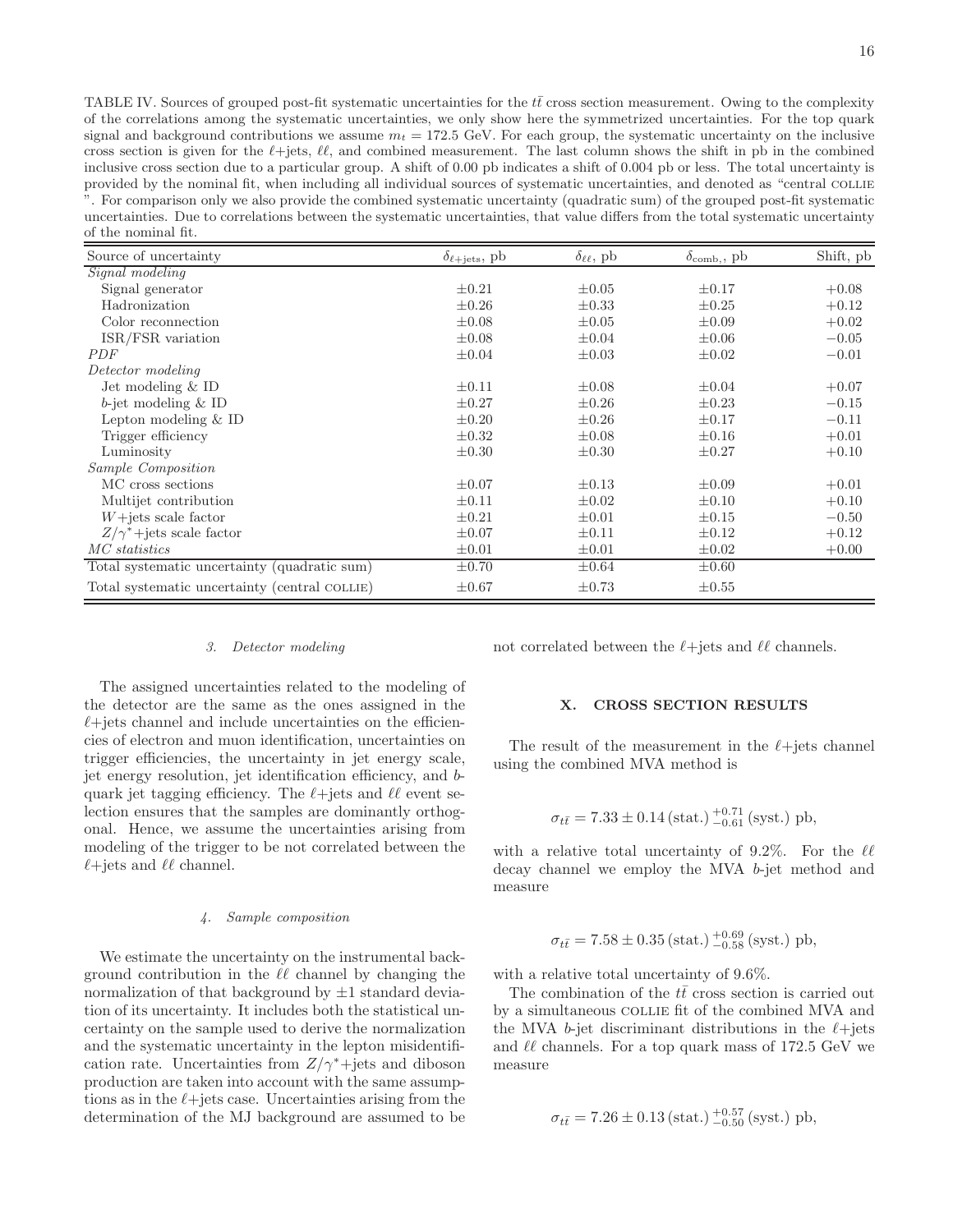TABLE IV. Sources of grouped post-fit systematic uncertainties for the $t\bar{t}$ cross section measurement. Owing to the complexity of the correlations among the systematic uncertainties, we only show here the symmetrized uncertainties. For the top quark signal and background contributions we assume $m_t = 172.5$ GeV. For each group, the systematic uncertainty on the inclusive cross section is given for the $\ell$+jets, $\ell\ell$, and combined measurement. The last column shows the shift in pb in the combined inclusive cross section due to a particular group. A shift of 0.00 pb indicates a shift of 0.004 pb or less. The total uncertainty is provided by the nominal fit, when including all individual sources of systematic uncertainties, and denoted as "central COLLIE ". For comparison only we also provide the combined systematic uncertainty (quadratic sum) of the grouped post-fit systematic uncertainties. Due to correlations between the systematic uncertainties, that value differs from the total systematic uncertainty of the nominal fit.

| Source of uncertainty | $\delta_{\ell+\text{jets}}$, pb | $\delta_{\ell\ell}$, pb | $\delta_{\text{comb},}$, pb | Shift, pb |
|---|---|---|---|---|
| *Signal modeling* | | | | |
| Signal generator | $\pm 0.21$ | $\pm 0.05$ | $\pm 0.17$ | $+0.08$ |
| Hadronization | $\pm 0.26$ | $\pm 0.33$ | $\pm 0.25$ | $+0.12$ |
| Color reconnection | $\pm 0.08$ | $\pm 0.05$ | $\pm 0.09$ | $+0.02$ |
| ISR/FSR variation | $\pm 0.08$ | $\pm 0.04$ | $\pm 0.06$ | $-0.05$ |
| *PDF* | $\pm 0.04$ | $\pm 0.03$ | $\pm 0.02$ | $-0.01$ |
| *Detector modeling* | | | | |
| Jet modeling & ID | $\pm 0.11$ | $\pm 0.08$ | $\pm 0.04$ | $+0.07$ |
| $b$-jet modeling & ID | $\pm 0.27$ | $\pm 0.26$ | $\pm 0.23$ | $-0.15$ |
| Lepton modeling & ID | $\pm 0.20$ | $\pm 0.26$ | $\pm 0.17$ | $-0.11$ |
| Trigger efficiency | $\pm 0.32$ | $\pm 0.08$ | $\pm 0.16$ | $+0.01$ |
| Luminosity | $\pm 0.30$ | $\pm 0.30$ | $\pm 0.27$ | $+0.10$ |
| *Sample Composition* | | | | |
| MC cross sections | $\pm 0.07$ | $\pm 0.13$ | $\pm 0.09$ | $+0.01$ |
| Multijet contribution | $\pm 0.11$ | $\pm 0.02$ | $\pm 0.10$ | $+0.10$ |
| $W$+jets scale factor | $\pm 0.21$ | $\pm 0.01$ | $\pm 0.15$ | $-0.50$ |
| $Z/\gamma^*$+jets scale factor | $\pm 0.07$ | $\pm 0.11$ | $\pm 0.12$ | $+0.12$ |
| *MC statistics* | $\pm 0.01$ | $\pm 0.01$ | $\pm 0.02$ | $+0.00$ |
| Total systematic uncertainty (quadratic sum) | $\pm 0.70$ | $\pm 0.64$ | $\pm 0.60$ | |
| Total systematic uncertainty (central COLLIE) | $\pm 0.67$ | $\pm 0.73$ | $\pm 0.55$ | |

#### 3. Detector modeling

The assigned uncertainties related to the modeling of the detector are the same as the ones assigned in the $\ell$+jets channel and include uncertainties on the efficiencies of electron and muon identification, uncertainties on trigger efficiencies, the uncertainty in jet energy scale, jet energy resolution, jet identification efficiency, and $b$-quark jet tagging efficiency. The $\ell$+jets and $\ell\ell$ event selection ensures that the samples are dominantly orthogonal. Hence, we assume the uncertainties arising from modeling of the trigger to be not correlated between the $\ell$+jets and $\ell\ell$ channel.

#### 4. Sample composition

We estimate the uncertainty on the instrumental background contribution in the $\ell\ell$ channel by changing the normalization of that background by $\pm 1$ standard deviation of its uncertainty. It includes both the statistical uncertainty on the sample used to derive the normalization and the systematic uncertainty in the lepton misidentification rate. Uncertainties from $Z/\gamma^*$+jets and diboson production are taken into account with the same assumptions as in the $\ell$+jets case. Uncertainties arising from the determination of the MJ background are assumed to be not correlated between the $\ell$+jets and $\ell\ell$ channels.

## X. CROSS SECTION RESULTS

The result of the measurement in the $\ell$+jets channel using the combined MVA method is

$$\sigma_{t\bar{t}} = 7.33 \pm 0.14\,(\text{stat.})\,^{+0.71}_{-0.61}\,(\text{syst.})\text{ pb},$$

with a relative total uncertainty of 9.2%. For the $\ell\ell$ decay channel we employ the MVA $b$-jet method and measure

$$\sigma_{t\bar{t}} = 7.58 \pm 0.35\,(\text{stat.})\,^{+0.69}_{-0.58}\,(\text{syst.})\text{ pb},$$

with a relative total uncertainty of 9.6%.

The combination of the $t\bar{t}$ cross section is carried out by a simultaneous COLLIE fit of the combined MVA and the MVA $b$-jet discriminant distributions in the $\ell$+jets and $\ell\ell$ channels. For a top quark mass of 172.5 GeV we measure

$$\sigma_{t\bar{t}} = 7.26 \pm 0.13\,(\text{stat.})\,^{+0.57}_{-0.50}\,(\text{syst.})\text{ pb},$$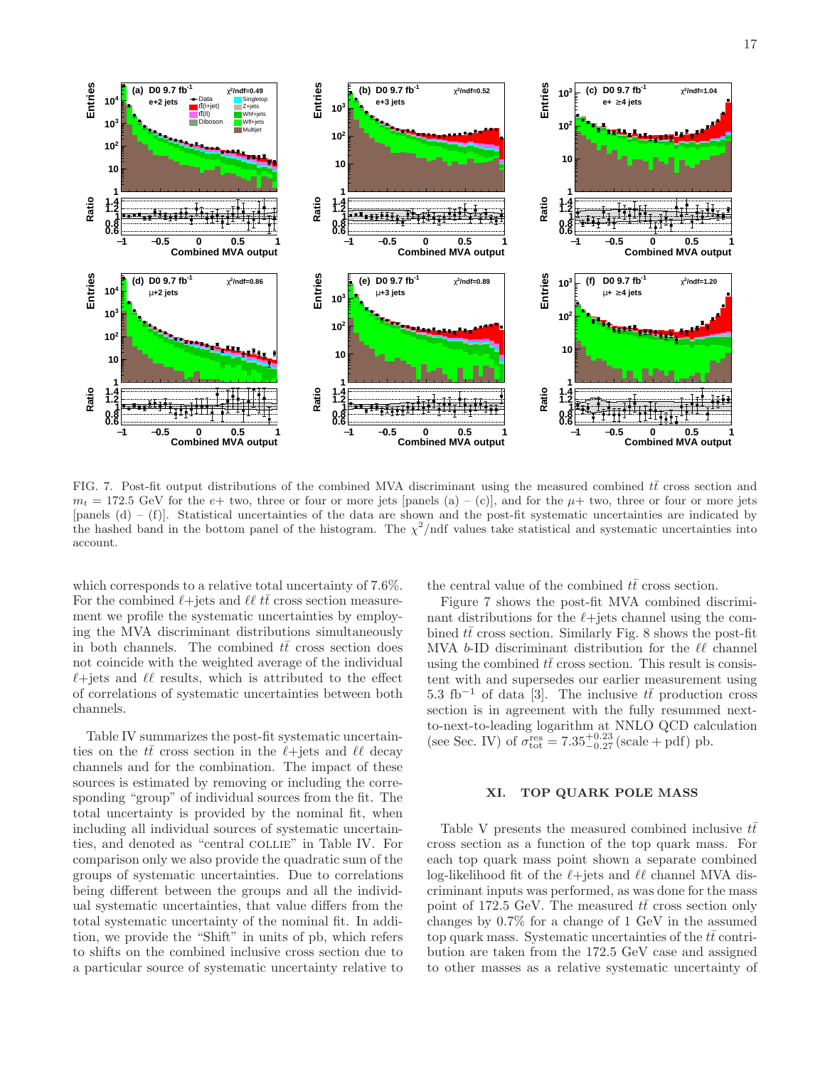FIG. 7. Post-fit output distributions of the combined MVA discriminant using the measured combined $t\bar{t}$ cross section and $m_t = 172.5$ GeV for the $e+$ two, three or four or more jets [panels (a) – (c)], and for the $\mu+$ two, three or four or more jets [panels (d) – (f)]. Statistical uncertainties of the data are shown and the post-fit systematic uncertainties are indicated by the hashed band in the bottom panel of the histogram. The $\chi^2$/ndf values take statistical and systematic uncertainties into account.

which corresponds to a relative total uncertainty of 7.6%. For the combined $\ell$+jets and $\ell\ell$ $t\bar{t}$ cross section measurement we profile the systematic uncertainties by employing the MVA discriminant distributions simultaneously in both channels. The combined $t\bar{t}$ cross section does not coincide with the weighted average of the individual $\ell$+jets and $\ell\ell$ results, which is attributed to the effect of correlations of systematic uncertainties between both channels.

Table IV summarizes the post-fit systematic uncertainties on the $t\bar{t}$ cross section in the $\ell$+jets and $\ell\ell$ decay channels and for the combination. The impact of these sources is estimated by removing or including the corresponding "group" of individual sources from the fit. The total uncertainty is provided by the nominal fit, when including all individual sources of systematic uncertainties, and denoted as "central COLLIE" in Table IV. For comparison only we also provide the quadratic sum of the groups of systematic uncertainties. Due to correlations being different between the groups and all the individual systematic uncertainties, that value differs from the total systematic uncertainty of the nominal fit. In addition, we provide the "Shift" in units of pb, which refers to shifts on the combined inclusive cross section due to a particular source of systematic uncertainty relative to the central value of the combined $t\bar{t}$ cross section.

Figure 7 shows the post-fit MVA combined discriminant distributions for the $\ell$+jets channel using the combined $t\bar{t}$ cross section. Similarly Fig. 8 shows the post-fit MVA $b$-ID discriminant distribution for the $\ell\ell$ channel using the combined $t\bar{t}$ cross section. This result is consistent with and supersedes our earlier measurement using 5.3 fb$^{-1}$ of data [3]. The inclusive $t\bar{t}$ production cross section is in agreement with the fully resummed next-to-next-to-leading logarithm at NNLO QCD calculation (see Sec. IV) of $\sigma_{\rm tot}^{\rm res} = 7.35^{+0.23}_{-0.27}\,({\rm scale + pdf})$ pb.

## XI. TOP QUARK POLE MASS

Table V presents the measured combined inclusive $t\bar{t}$ cross section as a function of the top quark mass. For each top quark mass point shown a separate combined log-likelihood fit of the $\ell$+jets and $\ell\ell$ channel MVA discriminant inputs was performed, as was done for the mass point of 172.5 GeV. The measured $t\bar{t}$ cross section only changes by 0.7% for a change of 1 GeV in the assumed top quark mass. Systematic uncertainties of the $t\bar{t}$ contribution are taken from the 172.5 GeV case and assigned to other masses as a relative systematic uncertainty of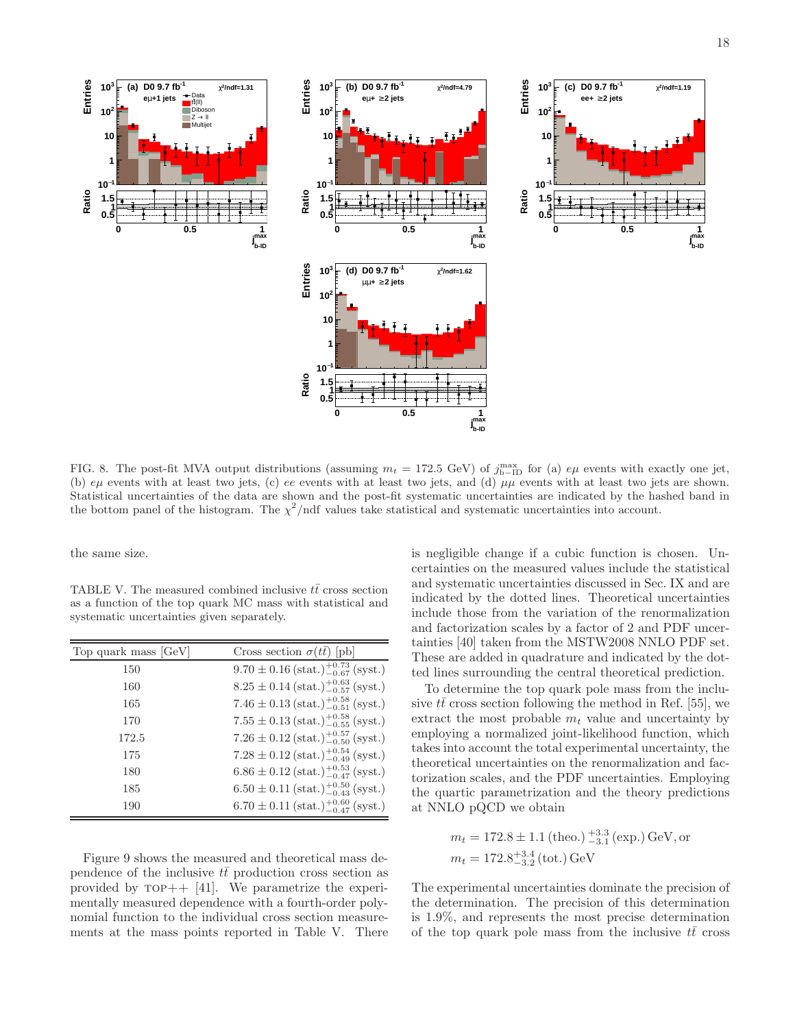FIG. 8. The post-fit MVA output distributions (assuming $m_t = 172.5$ GeV) of $j^{\max}_{\text{b-ID}}$ for (a) $e\mu$ events with exactly one jet, (b) $e\mu$ events with at least two jets, (c) $ee$ events with at least two jets, and (d) $\mu\mu$ events with at least two jets are shown. Statistical uncertainties of the data are shown and the post-fit systematic uncertainties are indicated by the hashed band in the bottom panel of the histogram. The $\chi^2$/ndf values take statistical and systematic uncertainties into account.

the same size.

TABLE V. The measured combined inclusive $t\bar{t}$ cross section as a function of the top quark MC mass with statistical and systematic uncertainties given separately.

| Top quark mass [GeV] | Cross section $\sigma(t\bar{t})$ [pb] |
|---|---|
| 150 | $9.70 \pm 0.16\,(\text{stat.})^{+0.73}_{-0.67}\,(\text{syst.})$ |
| 160 | $8.25 \pm 0.14\,(\text{stat.})^{+0.63}_{-0.57}\,(\text{syst.})$ |
| 165 | $7.46 \pm 0.13\,(\text{stat.})^{+0.58}_{-0.51}\,(\text{syst.})$ |
| 170 | $7.55 \pm 0.13\,(\text{stat.})^{+0.58}_{-0.55}\,(\text{syst.})$ |
| 172.5 | $7.26 \pm 0.12\,(\text{stat.})^{+0.57}_{-0.50}\,(\text{syst.})$ |
| 175 | $7.28 \pm 0.12\,(\text{stat.})^{+0.54}_{-0.49}\,(\text{syst.})$ |
| 180 | $6.86 \pm 0.12\,(\text{stat.})^{+0.53}_{-0.47}\,(\text{syst.})$ |
| 185 | $6.50 \pm 0.11\,(\text{stat.})^{+0.50}_{-0.43}\,(\text{syst.})$ |
| 190 | $6.70 \pm 0.11\,(\text{stat.})^{+0.60}_{-0.47}\,(\text{syst.})$ |

Figure 9 shows the measured and theoretical mass dependence of the inclusive $t\bar{t}$ production cross section as provided by TOP++ [41]. We parametrize the experimentally measured dependence with a fourth-order polynomial function to the individual cross section measurements at the mass points reported in Table V. There is negligible change if a cubic function is chosen. Uncertainties on the measured values include the statistical and systematic uncertainties discussed in Sec. IX and are indicated by the dotted lines. Theoretical uncertainties include those from the variation of the renormalization and factorization scales by a factor of 2 and PDF uncertainties [40] taken from the MSTW2008 NNLO PDF set. These are added in quadrature and indicated by the dotted lines surrounding the central theoretical prediction.

To determine the top quark pole mass from the inclusive $t\bar{t}$ cross section following the method in Ref. [55], we extract the most probable $m_t$ value and uncertainty by employing a normalized joint-likelihood function, which takes into account the total experimental uncertainty, the theoretical uncertainties on the renormalization and factorization scales, and the PDF uncertainties. Employing the quartic parametrization and the theory predictions at NNLO pQCD we obtain

$$m_t = 172.8 \pm 1.1\,(\text{theo.})\,^{+3.3}_{-3.1}\,(\text{exp.})\,\text{GeV, or}$$
$$m_t = 172.8^{+3.4}_{-3.2}\,(\text{tot.})\,\text{GeV}$$

The experimental uncertainties dominate the precision of the determination. The precision of this determination is 1.9%, and represents the most precise determination of the top quark pole mass from the inclusive $t\bar{t}$ cross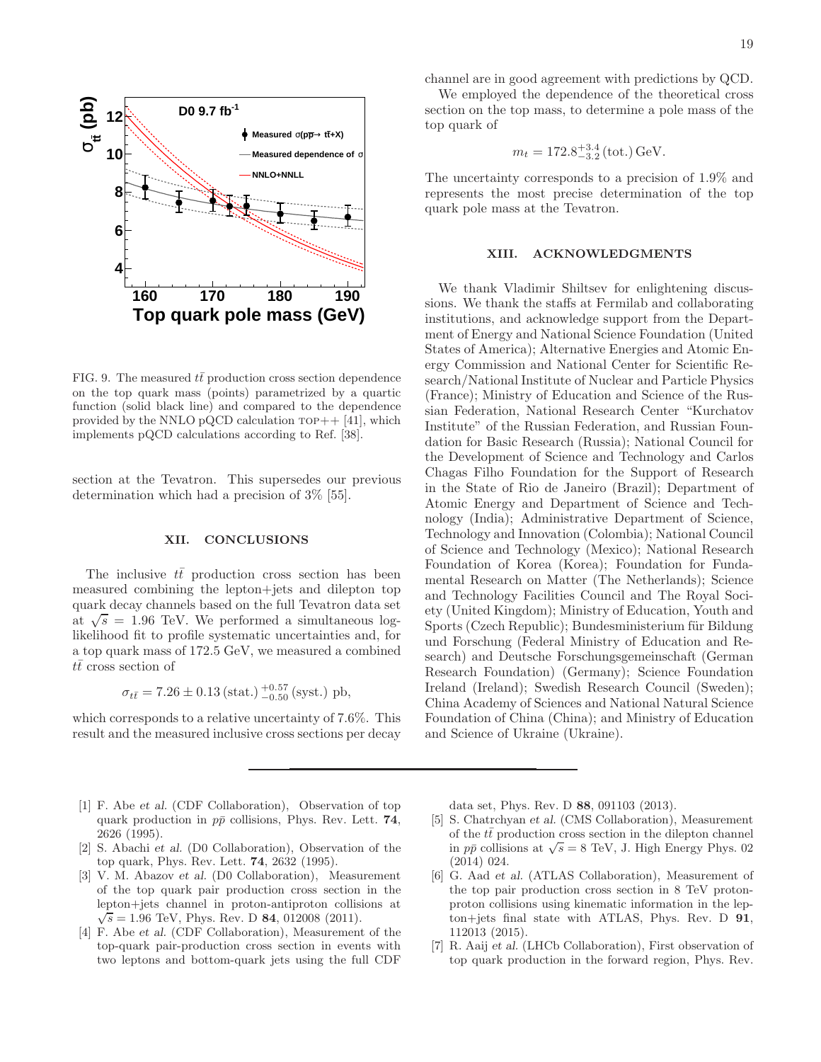FIG. 9. The measured $t\bar{t}$ production cross section dependence on the top quark mass (points) parametrized by a quartic function (solid black line) and compared to the dependence provided by the NNLO pQCD calculation TOP++ [41], which implements pQCD calculations according to Ref. [38].

section at the Tevatron. This supersedes our previous determination which had a precision of 3% [55].

## XII. CONCLUSIONS

The inclusive $t\bar{t}$ production cross section has been measured combining the lepton+jets and dilepton top quark decay channels based on the full Tevatron data set at $\sqrt{s}$ = 1.96 TeV. We performed a simultaneous log-likelihood fit to profile systematic uncertainties and, for a top quark mass of 172.5 GeV, we measured a combined $t\bar{t}$ cross section of

$$\sigma_{t\bar{t}} = 7.26 \pm 0.13\,(\text{stat.})\,^{+0.57}_{-0.50}\,(\text{syst.})\text{ pb},$$

which corresponds to a relative uncertainty of 7.6%. This result and the measured inclusive cross sections per decay channel are in good agreement with predictions by QCD.

We employed the dependence of the theoretical cross section on the top mass, to determine a pole mass of the top quark of

$$m_t = 172.8^{+3.4}_{-3.2}\,(\text{tot.})\,\text{GeV}.$$

The uncertainty corresponds to a precision of 1.9% and represents the most precise determination of the top quark pole mass at the Tevatron.

## XIII. ACKNOWLEDGMENTS

We thank Vladimir Shiltsev for enlightening discussions. We thank the staffs at Fermilab and collaborating institutions, and acknowledge support from the Department of Energy and National Science Foundation (United States of America); Alternative Energies and Atomic Energy Commission and National Center for Scientific Research/National Institute of Nuclear and Particle Physics (France); Ministry of Education and Science of the Russian Federation, National Research Center "Kurchatov Institute" of the Russian Federation, and Russian Foundation for Basic Research (Russia); National Council for the Development of Science and Technology and Carlos Chagas Filho Foundation for the Support of Research in the State of Rio de Janeiro (Brazil); Department of Atomic Energy and Department of Science and Technology (India); Administrative Department of Science, Technology and Innovation (Colombia); National Council of Science and Technology (Mexico); National Research Foundation of Korea (Korea); Foundation for Fundamental Research on Matter (The Netherlands); Science and Technology Facilities Council and The Royal Society (United Kingdom); Ministry of Education, Youth and Sports (Czech Republic); Bundesministerium für Bildung und Forschung (Federal Ministry of Education and Research) and Deutsche Forschungsgemeinschaft (German Research Foundation) (Germany); Science Foundation Ireland (Ireland); Swedish Research Council (Sweden); China Academy of Sciences and National Natural Science Foundation of China (China); and Ministry of Education and Science of Ukraine (Ukraine).

---

[1] F. Abe *et al.* (CDF Collaboration), Observation of top quark production in $p\bar{p}$ collisions, Phys. Rev. Lett. **74**, 2626 (1995).

[2] S. Abachi *et al.* (D0 Collaboration), Observation of the top quark, Phys. Rev. Lett. **74**, 2632 (1995).

[3] V. M. Abazov *et al.* (D0 Collaboration), Measurement of the top quark pair production cross section in the lepton+jets channel in proton-antiproton collisions at $\sqrt{s}$ = 1.96 TeV, Phys. Rev. D **84**, 012008 (2011).

[4] F. Abe *et al.* (CDF Collaboration), Measurement of the top-quark pair-production cross section in events with two leptons and bottom-quark jets using the full CDF data set, Phys. Rev. D **88**, 091103 (2013).

[5] S. Chatrchyan *et al.* (CMS Collaboration), Measurement of the $t\bar{t}$ production cross section in the dilepton channel in $pp$ collisions at $\sqrt{s}$ = 8 TeV, J. High Energy Phys. 02 (2014) 024.

[6] G. Aad *et al.* (ATLAS Collaboration), Measurement of the top pair production cross section in 8 TeV proton-proton collisions using kinematic information in the lepton+jets final state with ATLAS, Phys. Rev. D **91**, 112013 (2015).

[7] R. Aaij *et al.* (LHCb Collaboration), First observation of top quark production in the forward region, Phys. Rev.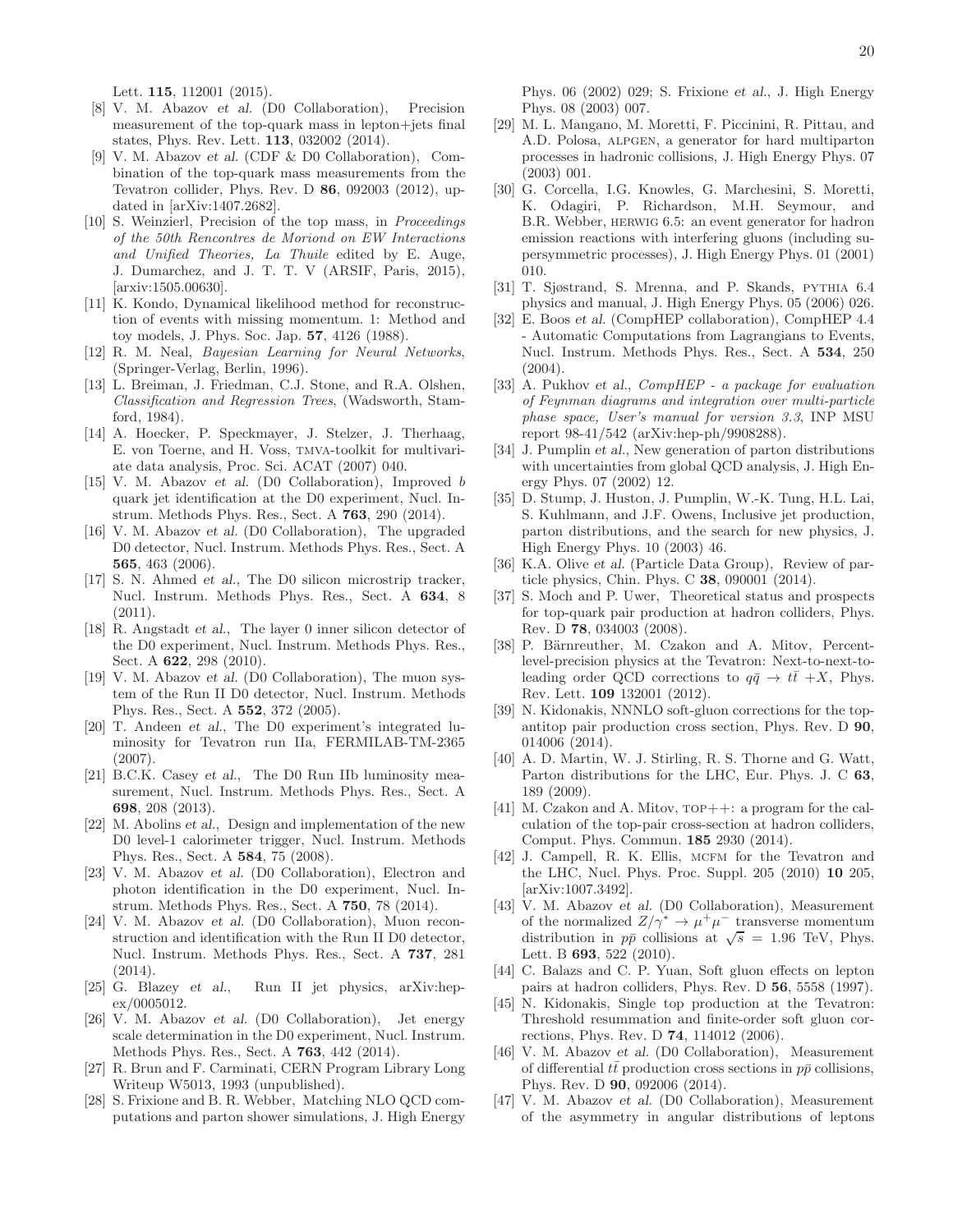Lett. **115**, 112001 (2015).

[8] V. M. Abazov *et al.* (D0 Collaboration), Precision measurement of the top-quark mass in lepton+jets final states, Phys. Rev. Lett. **113**, 032002 (2014).

[9] V. M. Abazov *et al.* (CDF & D0 Collaboration), Combination of the top-quark mass measurements from the Tevatron collider, Phys. Rev. D **86**, 092003 (2012), updated in [arXiv:1407.2682].

[10] S. Weinzierl, Precision of the top mass, in *Proceedings of the 50th Rencontres de Moriond on EW Interactions and Unified Theories, La Thuile* edited by E. Auge, J. Dumarchez, and J. T. T. V (ARSIF, Paris, 2015), [arxiv:1505.00630].

[11] K. Kondo, Dynamical likelihood method for reconstruction of events with missing momentum. 1: Method and toy models, J. Phys. Soc. Jap. **57**, 4126 (1988).

[12] R. M. Neal, *Bayesian Learning for Neural Networks*, (Springer-Verlag, Berlin, 1996).

[13] L. Breiman, J. Friedman, C.J. Stone, and R.A. Olshen, *Classification and Regression Trees*, (Wadsworth, Stamford, 1984).

[14] A. Hoecker, P. Speckmayer, J. Stelzer, J. Therhaag, E. von Toerne, and H. Voss, TMVA-toolkit for multivariate data analysis, Proc. Sci. ACAT (2007) 040.

[15] V. M. Abazov *et al.* (D0 Collaboration), Improved $b$ quark jet identification at the D0 experiment, Nucl. Instrum. Methods Phys. Res., Sect. A **763**, 290 (2014).

[16] V. M. Abazov *et al.* (D0 Collaboration), The upgraded D0 detector, Nucl. Instrum. Methods Phys. Res., Sect. A **565**, 463 (2006).

[17] S. N. Ahmed *et al.*, The D0 silicon microstrip tracker, Nucl. Instrum. Methods Phys. Res., Sect. A **634**, 8 (2011).

[18] R. Angstadt *et al.*, The layer 0 inner silicon detector of the D0 experiment, Nucl. Instrum. Methods Phys. Res., Sect. A **622**, 298 (2010).

[19] V. M. Abazov *et al.* (D0 Collaboration), The muon system of the Run II D0 detector, Nucl. Instrum. Methods Phys. Res., Sect. A **552**, 372 (2005).

[20] T. Andeen *et al.*, The D0 experiment's integrated luminosity for Tevatron run IIa, FERMILAB-TM-2365 (2007).

[21] B.C.K. Casey *et al.*, The D0 Run IIb luminosity measurement, Nucl. Instrum. Methods Phys. Res., Sect. A **698**, 208 (2013).

[22] M. Abolins *et al.*, Design and implementation of the new D0 level-1 calorimeter trigger, Nucl. Instrum. Methods Phys. Res., Sect. A **584**, 75 (2008).

[23] V. M. Abazov *et al.* (D0 Collaboration), Electron and photon identification in the D0 experiment, Nucl. Instrum. Methods Phys. Res., Sect. A **750**, 78 (2014).

[24] V. M. Abazov *et al.* (D0 Collaboration), Muon reconstruction and identification with the Run II D0 detector, Nucl. Instrum. Methods Phys. Res., Sect. A **737**, 281 (2014).

[25] G. Blazey *et al.*, Run II jet physics, arXiv:hep-ex/0005012.

[26] V. M. Abazov *et al.* (D0 Collaboration), Jet energy scale determination in the D0 experiment, Nucl. Instrum. Methods Phys. Res., Sect. A **763**, 442 (2014).

[27] R. Brun and F. Carminati, CERN Program Library Long Writeup W5013, 1993 (unpublished).

[28] S. Frixione and B. R. Webber, Matching NLO QCD computations and parton shower simulations, J. High Energy Phys. 06 (2002) 029; S. Frixione *et al.*, J. High Energy Phys. 08 (2003) 007.

[29] M. L. Mangano, M. Moretti, F. Piccinini, R. Pittau, and A.D. Polosa, ALPGEN, a generator for hard multiparton processes in hadronic collisions, J. High Energy Phys. 07 (2003) 001.

[30] G. Corcella, I.G. Knowles, G. Marchesini, S. Moretti, K. Odagiri, P. Richardson, M.H. Seymour, and B.R. Webber, HERWIG 6.5: an event generator for hadron emission reactions with interfering gluons (including supersymmetric processes), J. High Energy Phys. 01 (2001) 010.

[31] T. Sjøstrand, S. Mrenna, and P. Skands, PYTHIA 6.4 physics and manual, J. High Energy Phys. 05 (2006) 026.

[32] E. Boos *et al.* (CompHEP collaboration), CompHEP 4.4 - Automatic Computations from Lagrangians to Events, Nucl. Instrum. Methods Phys. Res., Sect. A **534**, 250 (2004).

[33] A. Pukhov *et al.*, *CompHEP - a package for evaluation of Feynman diagrams and integration over multi-particle phase space, User's manual for version 3.3*, INP MSU report 98-41/542 (arXiv:hep-ph/9908288).

[34] J. Pumplin *et al.*, New generation of parton distributions with uncertainties from global QCD analysis, J. High Energy Phys. 07 (2002) 12.

[35] D. Stump, J. Huston, J. Pumplin, W.-K. Tung, H.L. Lai, S. Kuhlmann, and J.F. Owens, Inclusive jet production, parton distributions, and the search for new physics, J. High Energy Phys. 10 (2003) 46.

[36] K.A. Olive *et al.* (Particle Data Group), Review of particle physics, Chin. Phys. C **38**, 090001 (2014).

[37] S. Moch and P. Uwer, Theoretical status and prospects for top-quark pair production at hadron colliders, Phys. Rev. D **78**, 034003 (2008).

[38] P. Bärnreuther, M. Czakon and A. Mitov, Percent-level-precision physics at the Tevatron: Next-to-next-to-leading order QCD corrections to $q\bar{q} \rightarrow t\bar{t} + X$, Phys. Rev. Lett. **109** 132001 (2012).

[39] N. Kidonakis, NNNLO soft-gluon corrections for the top-antitop pair production cross section, Phys. Rev. D **90**, 014006 (2014).

[40] A. D. Martin, W. J. Stirling, R. S. Thorne and G. Watt, Parton distributions for the LHC, Eur. Phys. J. C **63**, 189 (2009).

[41] M. Czakon and A. Mitov, TOP++: a program for the calculation of the top-pair cross-section at hadron colliders, Comput. Phys. Commun. **185** 2930 (2014).

[42] J. Campell, R. K. Ellis, MCFM for the Tevatron and the LHC, Nucl. Phys. Proc. Suppl. 205 (2010) **10** 205, [arXiv:1007.3492].

[43] V. M. Abazov *et al.* (D0 Collaboration), Measurement of the normalized $Z/\gamma^* \rightarrow \mu^+\mu^-$ transverse momentum distribution in $p\bar{p}$ collisions at $\sqrt{s} = 1.96$ TeV, Phys. Lett. B **693**, 522 (2010).

[44] C. Balazs and C. P. Yuan, Soft gluon effects on lepton pairs at hadron colliders, Phys. Rev. D **56**, 5558 (1997).

[45] N. Kidonakis, Single top production at the Tevatron: Threshold resummation and finite-order soft gluon corrections, Phys. Rev. D **74**, 114012 (2006).

[46] V. M. Abazov *et al.* (D0 Collaboration), Measurement of differential $t\bar{t}$ production cross sections in $p\bar{p}$ collisions, Phys. Rev. D **90**, 092006 (2014).

[47] V. M. Abazov *et al.* (D0 Collaboration), Measurement of the asymmetry in angular distributions of leptons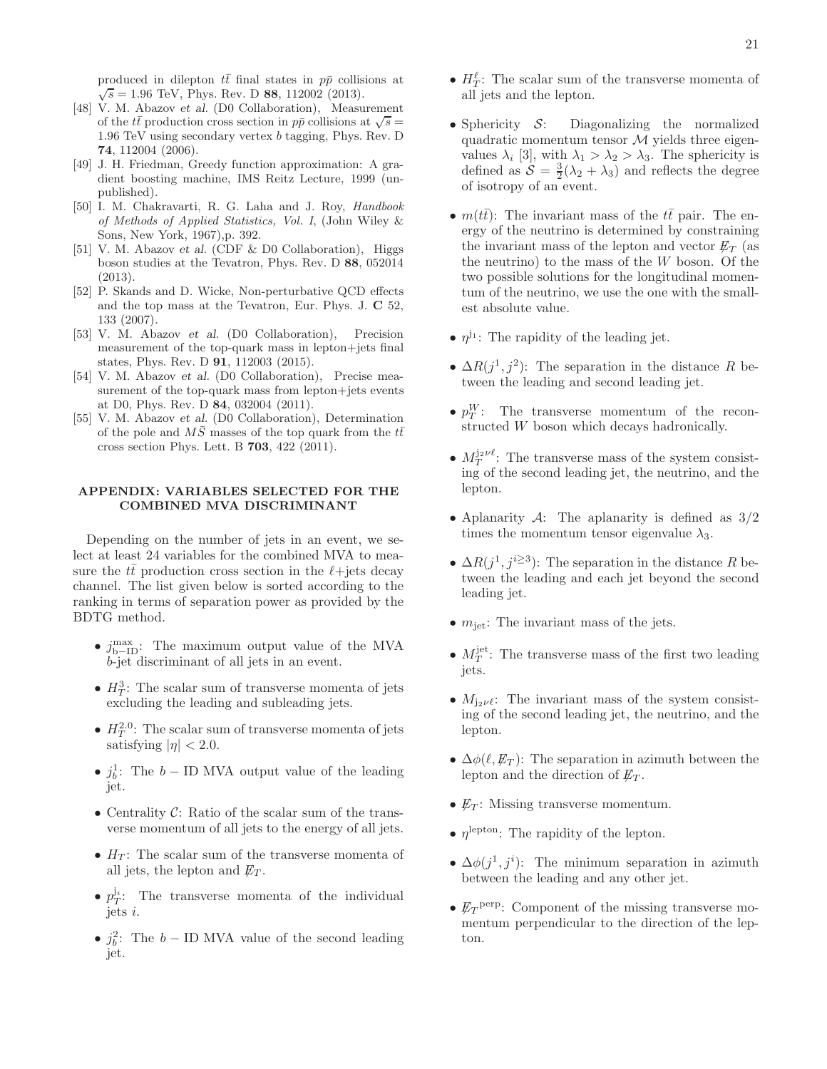produced in dilepton $t\bar{t}$ final states in $p\bar{p}$ collisions at $\sqrt{s} = 1.96$ TeV, Phys. Rev. D **88**, 112002 (2013).

[48] V. M. Abazov *et al.* (D0 Collaboration), Measurement of the $t\bar{t}$ production cross section in $p\bar{p}$ collisions at $\sqrt{s} = 1.96$ TeV using secondary vertex $b$ tagging, Phys. Rev. D **74**, 112004 (2006).

[49] J. H. Friedman, Greedy function approximation: A gradient boosting machine, IMS Reitz Lecture, 1999 (unpublished).

[50] I. M. Chakravarti, R. G. Laha and J. Roy, *Handbook of Methods of Applied Statistics, Vol. I*, (John Wiley & Sons, New York, 1967),p. 392.

[51] V. M. Abazov *et al.* (CDF & D0 Collaboration), Higgs boson studies at the Tevatron, Phys. Rev. D **88**, 052014 (2013).

[52] P. Skands and D. Wicke, Non-perturbative QCD effects and the top mass at the Tevatron, Eur. Phys. J. **C** 52, 133 (2007).

[53] V. M. Abazov *et al.* (D0 Collaboration), Precision measurement of the top-quark mass in lepton+jets final states, Phys. Rev. D **91**, 112003 (2015).

[54] V. M. Abazov *et al.* (D0 Collaboration), Precise measurement of the top-quark mass from lepton+jets events at D0, Phys. Rev. D **84**, 032004 (2011).

[55] V. M. Abazov *et al.* (D0 Collaboration), Determination of the pole and $M\bar{S}$ masses of the top quark from the $t\bar{t}$ cross section Phys. Lett. B **703**, 422 (2011).

## APPENDIX: VARIABLES SELECTED FOR THE COMBINED MVA DISCRIMINANT

Depending on the number of jets in an event, we select at least 24 variables for the combined MVA to measure the $t\bar{t}$ production cross section in the $\ell$+jets decay channel. The list given below is sorted according to the ranking in terms of separation power as provided by the BDTG method.

- $j^{\max}_{\rm b-ID}$: The maximum output value of the MVA $b$-jet discriminant of all jets in an event.
- $H_T^3$: The scalar sum of transverse momenta of jets excluding the leading and subleading jets.
- $H_T^{2.0}$: The scalar sum of transverse momenta of jets satisfying $|\eta| < 2.0$.
- $j_b^1$: The $b-$ID MVA output value of the leading jet.
- Centrality $\mathcal{C}$: Ratio of the scalar sum of the transverse momentum of all jets to the energy of all jets.
- $H_T$: The scalar sum of the transverse momenta of all jets, the lepton and $\not\!\!E_T$.
- $p_T^{j_i}$: The transverse momenta of the individual jets $i$.
- $j_b^2$: The $b-$ID MVA value of the second leading jet.
- $H_T^\ell$: The scalar sum of the transverse momenta of all jets and the lepton.
- Sphericity $\mathcal{S}$: Diagonalizing the normalized quadratic momentum tensor $\mathcal{M}$ yields three eigenvalues $\lambda_i$ [3], with $\lambda_1 > \lambda_2 > \lambda_3$. The sphericity is defined as $\mathcal{S} = \frac{3}{2}(\lambda_2 + \lambda_3)$ and reflects the degree of isotropy of an event.
- $m(t\bar{t})$: The invariant mass of the $t\bar{t}$ pair. The energy of the neutrino is determined by constraining the invariant mass of the lepton and vector $\not\!\!E_T$ (as the neutrino) to the mass of the $W$ boson. Of the two possible solutions for the longitudinal momentum of the neutrino, we use the one with the smallest absolute value.
- $\eta^{j_1}$: The rapidity of the leading jet.
- $\Delta R(j^1, j^2)$: The separation in the distance $R$ between the leading and second leading jet.
- $p_T^W$: The transverse momentum of the reconstructed $W$ boson which decays hadronically.
- $M_T^{j_2\nu\ell}$: The transverse mass of the system consisting of the second leading jet, the neutrino, and the lepton.
- Aplanarity $\mathcal{A}$: The aplanarity is defined as $3/2$ times the momentum tensor eigenvalue $\lambda_3$.
- $\Delta R(j^1, j^{i\geq 3})$: The separation in the distance $R$ between the leading and each jet beyond the second leading jet.
- $m_{\rm jet}$: The invariant mass of the jets.
- $M_T^{\rm jet}$: The transverse mass of the first two leading jets.
- $M_{j_2\nu\ell}$: The invariant mass of the system consisting of the second leading jet, the neutrino, and the lepton.
- $\Delta\phi(\ell, \not\!\!E_T)$: The separation in azimuth between the lepton and the direction of $\not\!\!E_T$.
- $\not\!\!E_T$: Missing transverse momentum.
- $\eta^{\rm lepton}$: The rapidity of the lepton.
- $\Delta\phi(j^1, j^i)$: The minimum separation in azimuth between the leading and any other jet.
- $\not\!\!E_T{}^{\rm perp}$: Component of the missing transverse momentum perpendicular to the direction of the lepton.